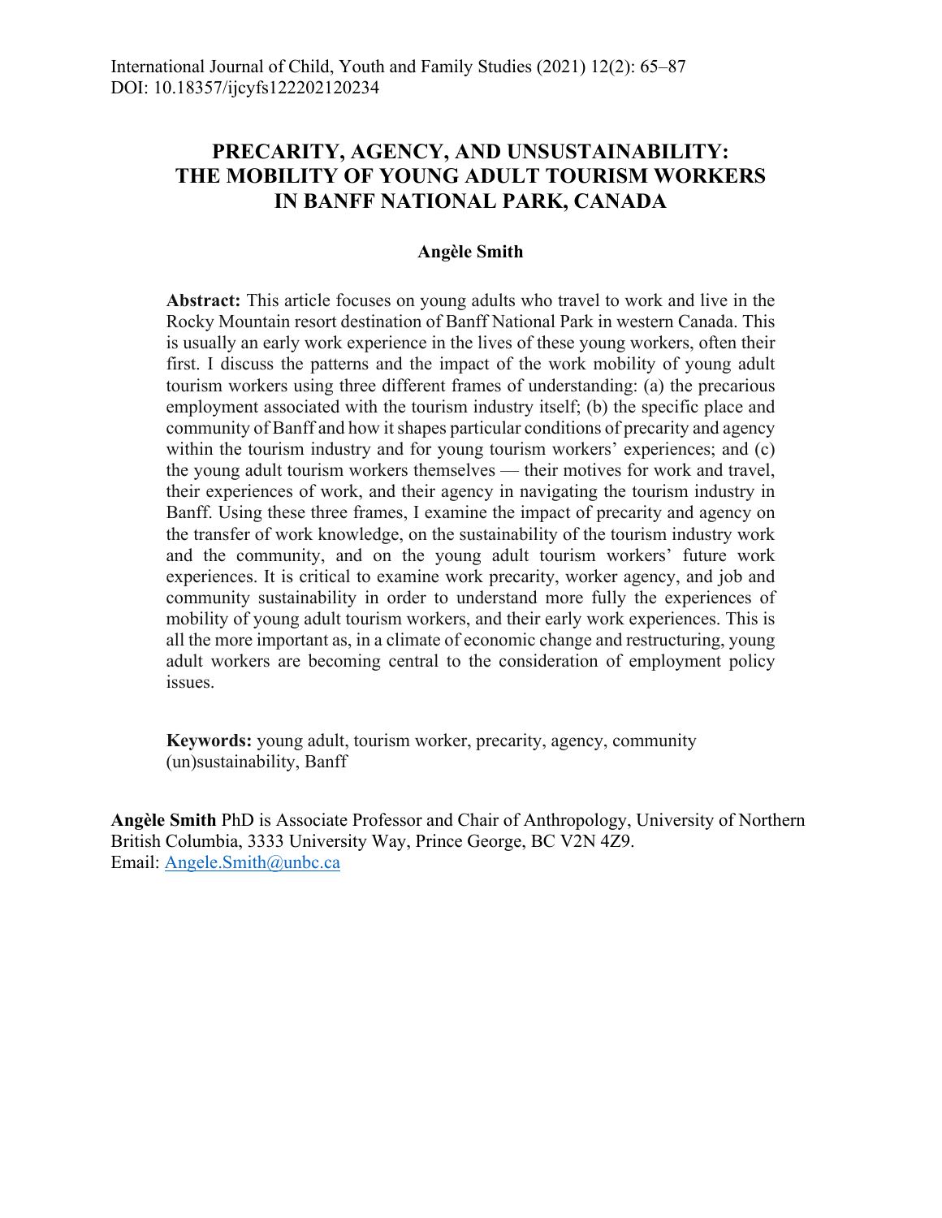International Journal of Child, Youth and Family Studies (2021) 12(2): 65–87
DOI: 10.18357/ijcyfs122202120234

# PRECARITY, AGENCY, AND UNSUSTAINABILITY: THE MOBILITY OF YOUNG ADULT TOURISM WORKERS IN BANFF NATIONAL PARK, CANADA

**Angèle Smith**

**Abstract:** This article focuses on young adults who travel to work and live in the Rocky Mountain resort destination of Banff National Park in western Canada. This is usually an early work experience in the lives of these young workers, often their first. I discuss the patterns and the impact of the work mobility of young adult tourism workers using three different frames of understanding: (a) the precarious employment associated with the tourism industry itself; (b) the specific place and community of Banff and how it shapes particular conditions of precarity and agency within the tourism industry and for young tourism workers' experiences; and (c) the young adult tourism workers themselves — their motives for work and travel, their experiences of work, and their agency in navigating the tourism industry in Banff. Using these three frames, I examine the impact of precarity and agency on the transfer of work knowledge, on the sustainability of the tourism industry work and the community, and on the young adult tourism workers' future work experiences. It is critical to examine work precarity, worker agency, and job and community sustainability in order to understand more fully the experiences of mobility of young adult tourism workers, and their early work experiences. This is all the more important as, in a climate of economic change and restructuring, young adult workers are becoming central to the consideration of employment policy issues.

**Keywords:** young adult, tourism worker, precarity, agency, community (un)sustainability, Banff

**Angèle Smith** PhD is Associate Professor and Chair of Anthropology, University of Northern British Columbia, 3333 University Way, Prince George, BC V2N 4Z9.
Email: Angele.Smith@unbc.ca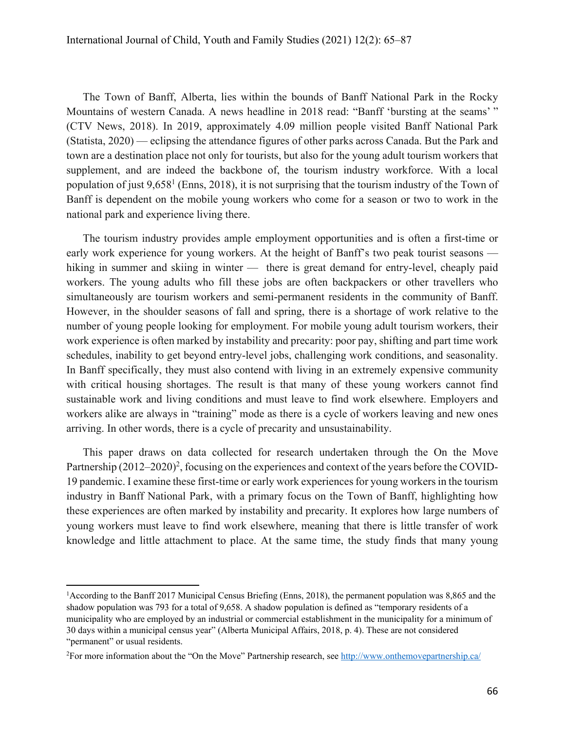The Town of Banff, Alberta, lies within the bounds of Banff National Park in the Rocky Mountains of western Canada. A news headline in 2018 read: "Banff 'bursting at the seams' " (CTV News, 2018). In 2019, approximately 4.09 million people visited Banff National Park (Statista, 2020) — eclipsing the attendance figures of other parks across Canada. But the Park and town are a destination place not only for tourists, but also for the young adult tourism workers that supplement, and are indeed the backbone of, the tourism industry workforce. With a local population of just 9,658[1] (Enns, 2018), it is not surprising that the tourism industry of the Town of Banff is dependent on the mobile young workers who come for a season or two to work in the national park and experience living there.

The tourism industry provides ample employment opportunities and is often a first-time or early work experience for young workers. At the height of Banff's two peak tourist seasons — hiking in summer and skiing in winter — there is great demand for entry-level, cheaply paid workers. The young adults who fill these jobs are often backpackers or other travellers who simultaneously are tourism workers and semi-permanent residents in the community of Banff. However, in the shoulder seasons of fall and spring, there is a shortage of work relative to the number of young people looking for employment. For mobile young adult tourism workers, their work experience is often marked by instability and precarity: poor pay, shifting and part time work schedules, inability to get beyond entry-level jobs, challenging work conditions, and seasonality. In Banff specifically, they must also contend with living in an extremely expensive community with critical housing shortages. The result is that many of these young workers cannot find sustainable work and living conditions and must leave to find work elsewhere. Employers and workers alike are always in "training" mode as there is a cycle of workers leaving and new ones arriving. In other words, there is a cycle of precarity and unsustainability.

This paper draws on data collected for research undertaken through the On the Move Partnership (2012–2020)[2], focusing on the experiences and context of the years before the COVID-19 pandemic. I examine these first-time or early work experiences for young workers in the tourism industry in Banff National Park, with a primary focus on the Town of Banff, highlighting how these experiences are often marked by instability and precarity. It explores how large numbers of young workers must leave to find work elsewhere, meaning that there is little transfer of work knowledge and little attachment to place. At the same time, the study finds that many young

---

[1]According to the Banff 2017 Municipal Census Briefing (Enns, 2018), the permanent population was 8,865 and the shadow population was 793 for a total of 9,658. A shadow population is defined as "temporary residents of a municipality who are employed by an industrial or commercial establishment in the municipality for a minimum of 30 days within a municipal census year" (Alberta Municipal Affairs, 2018, p. 4). These are not considered "permanent" or usual residents.

[2]For more information about the "On the Move" Partnership research, see http://www.onthemovepartnership.ca/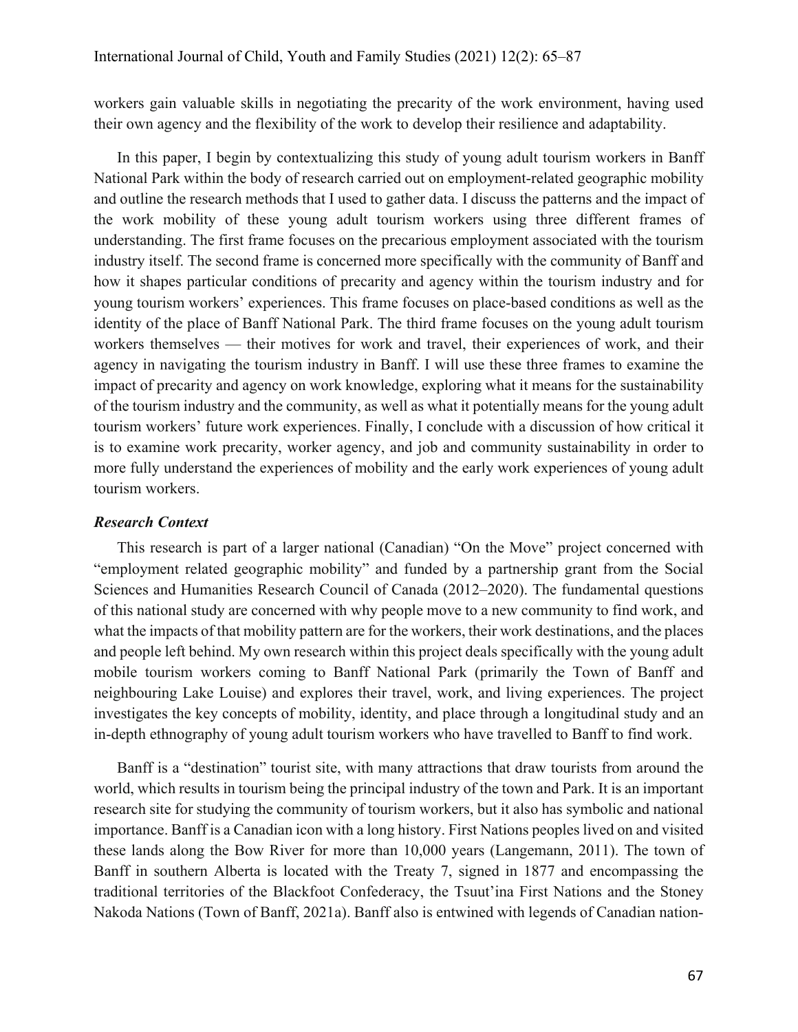workers gain valuable skills in negotiating the precarity of the work environment, having used their own agency and the flexibility of the work to develop their resilience and adaptability.

In this paper, I begin by contextualizing this study of young adult tourism workers in Banff National Park within the body of research carried out on employment-related geographic mobility and outline the research methods that I used to gather data. I discuss the patterns and the impact of the work mobility of these young adult tourism workers using three different frames of understanding. The first frame focuses on the precarious employment associated with the tourism industry itself. The second frame is concerned more specifically with the community of Banff and how it shapes particular conditions of precarity and agency within the tourism industry and for young tourism workers' experiences. This frame focuses on place-based conditions as well as the identity of the place of Banff National Park. The third frame focuses on the young adult tourism workers themselves — their motives for work and travel, their experiences of work, and their agency in navigating the tourism industry in Banff. I will use these three frames to examine the impact of precarity and agency on work knowledge, exploring what it means for the sustainability of the tourism industry and the community, as well as what it potentially means for the young adult tourism workers' future work experiences. Finally, I conclude with a discussion of how critical it is to examine work precarity, worker agency, and job and community sustainability in order to more fully understand the experiences of mobility and the early work experiences of young adult tourism workers.

***Research Context***

This research is part of a larger national (Canadian) "On the Move" project concerned with "employment related geographic mobility" and funded by a partnership grant from the Social Sciences and Humanities Research Council of Canada (2012–2020). The fundamental questions of this national study are concerned with why people move to a new community to find work, and what the impacts of that mobility pattern are for the workers, their work destinations, and the places and people left behind. My own research within this project deals specifically with the young adult mobile tourism workers coming to Banff National Park (primarily the Town of Banff and neighbouring Lake Louise) and explores their travel, work, and living experiences. The project investigates the key concepts of mobility, identity, and place through a longitudinal study and an in-depth ethnography of young adult tourism workers who have travelled to Banff to find work.

Banff is a "destination" tourist site, with many attractions that draw tourists from around the world, which results in tourism being the principal industry of the town and Park. It is an important research site for studying the community of tourism workers, but it also has symbolic and national importance. Banff is a Canadian icon with a long history. First Nations peoples lived on and visited these lands along the Bow River for more than 10,000 years (Langemann, 2011). The town of Banff in southern Alberta is located with the Treaty 7, signed in 1877 and encompassing the traditional territories of the Blackfoot Confederacy, the Tsuut'ina First Nations and the Stoney Nakoda Nations (Town of Banff, 2021a). Banff also is entwined with legends of Canadian nation-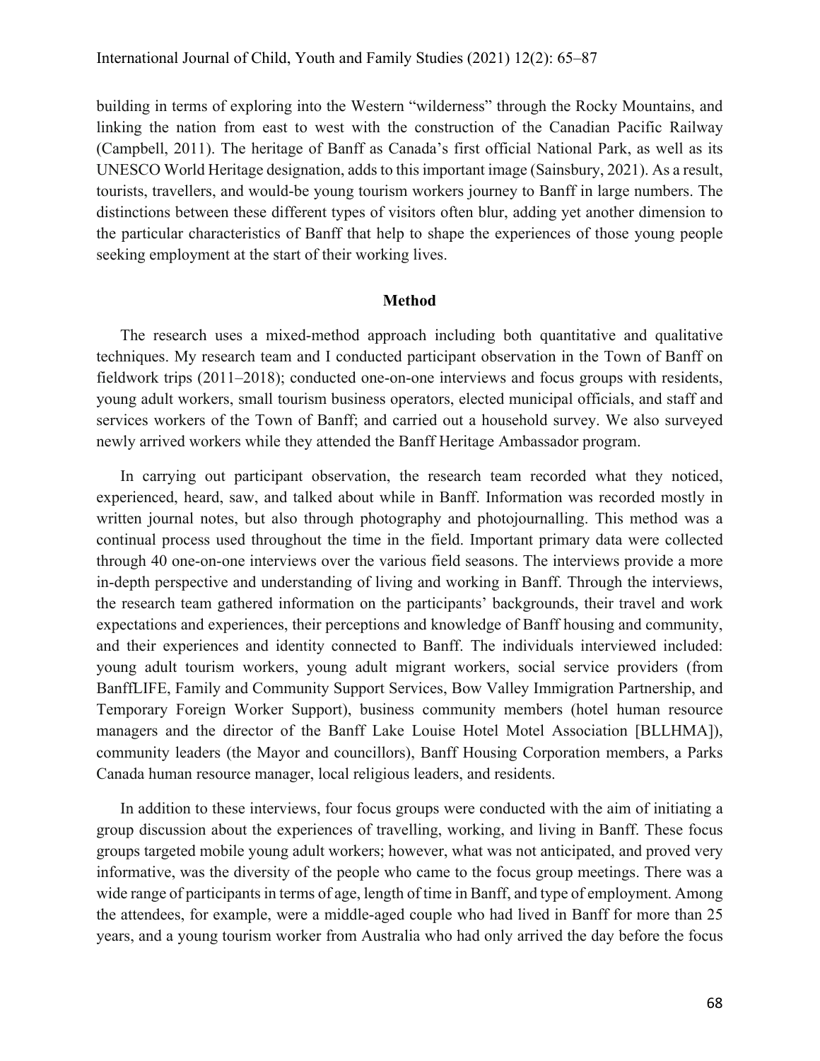building in terms of exploring into the Western "wilderness" through the Rocky Mountains, and linking the nation from east to west with the construction of the Canadian Pacific Railway (Campbell, 2011). The heritage of Banff as Canada's first official National Park, as well as its UNESCO World Heritage designation, adds to this important image (Sainsbury, 2021). As a result, tourists, travellers, and would-be young tourism workers journey to Banff in large numbers. The distinctions between these different types of visitors often blur, adding yet another dimension to the particular characteristics of Banff that help to shape the experiences of those young people seeking employment at the start of their working lives.

## Method

The research uses a mixed-method approach including both quantitative and qualitative techniques. My research team and I conducted participant observation in the Town of Banff on fieldwork trips (2011–2018); conducted one-on-one interviews and focus groups with residents, young adult workers, small tourism business operators, elected municipal officials, and staff and services workers of the Town of Banff; and carried out a household survey. We also surveyed newly arrived workers while they attended the Banff Heritage Ambassador program.

In carrying out participant observation, the research team recorded what they noticed, experienced, heard, saw, and talked about while in Banff. Information was recorded mostly in written journal notes, but also through photography and photojournalling. This method was a continual process used throughout the time in the field. Important primary data were collected through 40 one-on-one interviews over the various field seasons. The interviews provide a more in-depth perspective and understanding of living and working in Banff. Through the interviews, the research team gathered information on the participants' backgrounds, their travel and work expectations and experiences, their perceptions and knowledge of Banff housing and community, and their experiences and identity connected to Banff. The individuals interviewed included: young adult tourism workers, young adult migrant workers, social service providers (from BanffLIFE, Family and Community Support Services, Bow Valley Immigration Partnership, and Temporary Foreign Worker Support), business community members (hotel human resource managers and the director of the Banff Lake Louise Hotel Motel Association [BLLHMA]), community leaders (the Mayor and councillors), Banff Housing Corporation members, a Parks Canada human resource manager, local religious leaders, and residents.

In addition to these interviews, four focus groups were conducted with the aim of initiating a group discussion about the experiences of travelling, working, and living in Banff. These focus groups targeted mobile young adult workers; however, what was not anticipated, and proved very informative, was the diversity of the people who came to the focus group meetings. There was a wide range of participants in terms of age, length of time in Banff, and type of employment. Among the attendees, for example, were a middle-aged couple who had lived in Banff for more than 25 years, and a young tourism worker from Australia who had only arrived the day before the focus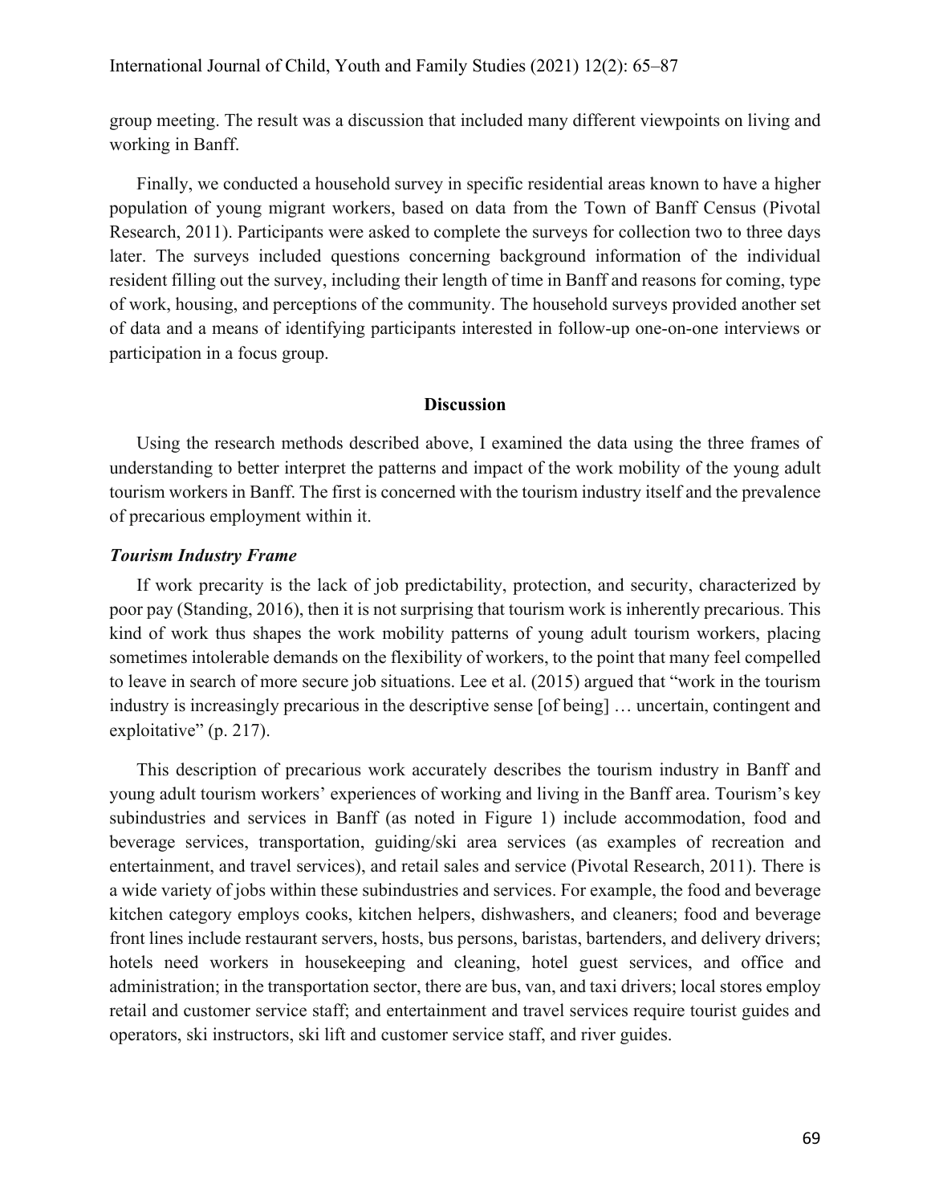group meeting. The result was a discussion that included many different viewpoints on living and working in Banff.

Finally, we conducted a household survey in specific residential areas known to have a higher population of young migrant workers, based on data from the Town of Banff Census (Pivotal Research, 2011). Participants were asked to complete the surveys for collection two to three days later. The surveys included questions concerning background information of the individual resident filling out the survey, including their length of time in Banff and reasons for coming, type of work, housing, and perceptions of the community. The household surveys provided another set of data and a means of identifying participants interested in follow-up one-on-one interviews or participation in a focus group.

## Discussion

Using the research methods described above, I examined the data using the three frames of understanding to better interpret the patterns and impact of the work mobility of the young adult tourism workers in Banff. The first is concerned with the tourism industry itself and the prevalence of precarious employment within it.

### *Tourism Industry Frame*

If work precarity is the lack of job predictability, protection, and security, characterized by poor pay (Standing, 2016), then it is not surprising that tourism work is inherently precarious. This kind of work thus shapes the work mobility patterns of young adult tourism workers, placing sometimes intolerable demands on the flexibility of workers, to the point that many feel compelled to leave in search of more secure job situations. Lee et al. (2015) argued that "work in the tourism industry is increasingly precarious in the descriptive sense [of being] … uncertain, contingent and exploitative" (p. 217).

This description of precarious work accurately describes the tourism industry in Banff and young adult tourism workers' experiences of working and living in the Banff area. Tourism's key subindustries and services in Banff (as noted in Figure 1) include accommodation, food and beverage services, transportation, guiding/ski area services (as examples of recreation and entertainment, and travel services), and retail sales and service (Pivotal Research, 2011). There is a wide variety of jobs within these subindustries and services. For example, the food and beverage kitchen category employs cooks, kitchen helpers, dishwashers, and cleaners; food and beverage front lines include restaurant servers, hosts, bus persons, baristas, bartenders, and delivery drivers; hotels need workers in housekeeping and cleaning, hotel guest services, and office and administration; in the transportation sector, there are bus, van, and taxi drivers; local stores employ retail and customer service staff; and entertainment and travel services require tourist guides and operators, ski instructors, ski lift and customer service staff, and river guides.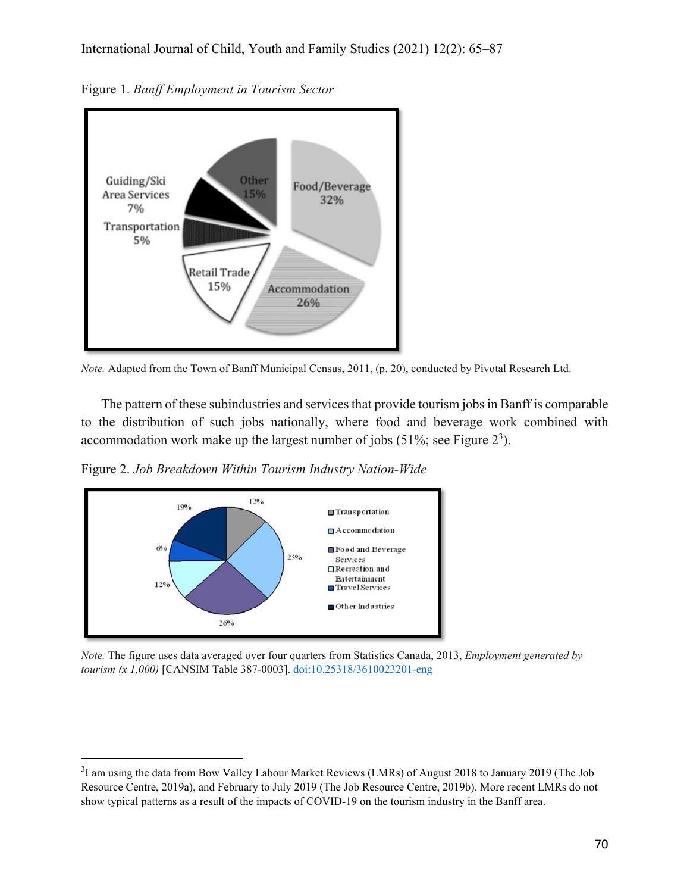Figure 1. *Banff Employment in Tourism Sector*

*Note.* Adapted from the Town of Banff Municipal Census, 2011, (p. 20), conducted by Pivotal Research Ltd.

The pattern of these subindustries and services that provide tourism jobs in Banff is comparable to the distribution of such jobs nationally, where food and beverage work combined with accommodation work make up the largest number of jobs (51%; see Figure 2[3]).

Figure 2. *Job Breakdown Within Tourism Industry Nation-Wide*

*Note.* The figure uses data averaged over four quarters from Statistics Canada, 2013, *Employment generated by tourism (x 1,000)* [CANSIM Table 387-0003]. doi:10.25318/3610023201-eng

[3] I am using the data from Bow Valley Labour Market Reviews (LMRs) of August 2018 to January 2019 (The Job Resource Centre, 2019a), and February to July 2019 (The Job Resource Centre, 2019b). More recent LMRs do not show typical patterns as a result of the impacts of COVID-19 on the tourism industry in the Banff area.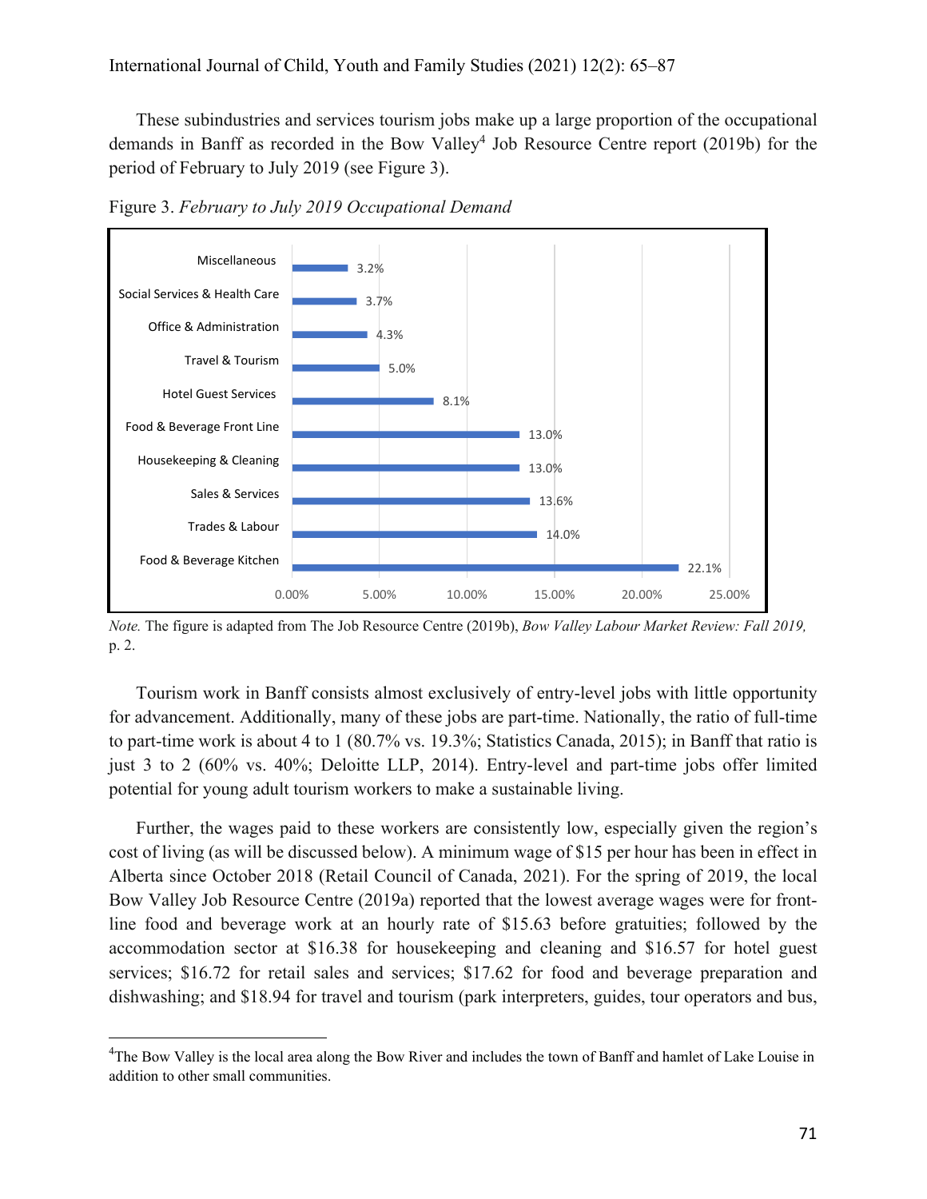These subindustries and services tourism jobs make up a large proportion of the occupational demands in Banff as recorded in the Bow Valley[4] Job Resource Centre report (2019b) for the period of February to July 2019 (see Figure 3).

Figure 3. *February to July 2019 Occupational Demand*

| Occupation | Demand |
|---|---|
| Miscellaneous | 3.2% |
| Social Services & Health Care | 3.7% |
| Office & Administration | 4.3% |
| Travel & Tourism | 5.0% |
| Hotel Guest Services | 8.1% |
| Food & Beverage Front Line | 13.0% |
| Housekeeping & Cleaning | 13.0% |
| Sales & Services | 13.6% |
| Trades & Labour | 14.0% |
| Food & Beverage Kitchen | 22.1% |

*Note.* The figure is adapted from The Job Resource Centre (2019b), *Bow Valley Labour Market Review: Fall 2019,* p. 2.

Tourism work in Banff consists almost exclusively of entry-level jobs with little opportunity for advancement. Additionally, many of these jobs are part-time. Nationally, the ratio of full-time to part-time work is about 4 to 1 (80.7% vs. 19.3%; Statistics Canada, 2015); in Banff that ratio is just 3 to 2 (60% vs. 40%; Deloitte LLP, 2014). Entry-level and part-time jobs offer limited potential for young adult tourism workers to make a sustainable living.

Further, the wages paid to these workers are consistently low, especially given the region's cost of living (as will be discussed below). A minimum wage of $15 per hour has been in effect in Alberta since October 2018 (Retail Council of Canada, 2021). For the spring of 2019, the local Bow Valley Job Resource Centre (2019a) reported that the lowest average wages were for front-line food and beverage work at an hourly rate of $15.63 before gratuities; followed by the accommodation sector at $16.38 for housekeeping and cleaning and $16.57 for hotel guest services; $16.72 for retail sales and services; $17.62 for food and beverage preparation and dishwashing; and $18.94 for travel and tourism (park interpreters, guides, tour operators and bus,

[4]The Bow Valley is the local area along the Bow River and includes the town of Banff and hamlet of Lake Louise in addition to other small communities.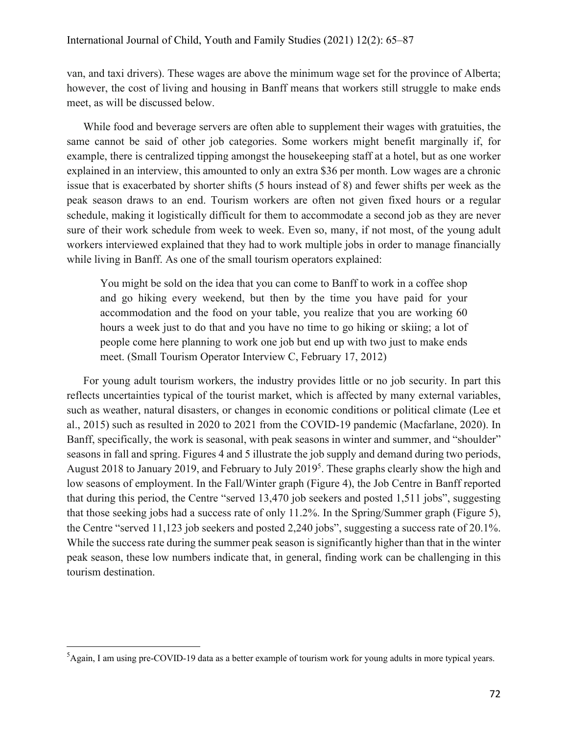van, and taxi drivers). These wages are above the minimum wage set for the province of Alberta; however, the cost of living and housing in Banff means that workers still struggle to make ends meet, as will be discussed below.

While food and beverage servers are often able to supplement their wages with gratuities, the same cannot be said of other job categories. Some workers might benefit marginally if, for example, there is centralized tipping amongst the housekeeping staff at a hotel, but as one worker explained in an interview, this amounted to only an extra $36 per month. Low wages are a chronic issue that is exacerbated by shorter shifts (5 hours instead of 8) and fewer shifts per week as the peak season draws to an end. Tourism workers are often not given fixed hours or a regular schedule, making it logistically difficult for them to accommodate a second job as they are never sure of their work schedule from week to week. Even so, many, if not most, of the young adult workers interviewed explained that they had to work multiple jobs in order to manage financially while living in Banff. As one of the small tourism operators explained:

> You might be sold on the idea that you can come to Banff to work in a coffee shop and go hiking every weekend, but then by the time you have paid for your accommodation and the food on your table, you realize that you are working 60 hours a week just to do that and you have no time to go hiking or skiing; a lot of people come here planning to work one job but end up with two just to make ends meet. (Small Tourism Operator Interview C, February 17, 2012)

For young adult tourism workers, the industry provides little or no job security. In part this reflects uncertainties typical of the tourist market, which is affected by many external variables, such as weather, natural disasters, or changes in economic conditions or political climate (Lee et al., 2015) such as resulted in 2020 to 2021 from the COVID-19 pandemic (Macfarlane, 2020). In Banff, specifically, the work is seasonal, with peak seasons in winter and summer, and "shoulder" seasons in fall and spring. Figures 4 and 5 illustrate the job supply and demand during two periods, August 2018 to January 2019, and February to July 2019[5]. These graphs clearly show the high and low seasons of employment. In the Fall/Winter graph (Figure 4), the Job Centre in Banff reported that during this period, the Centre "served 13,470 job seekers and posted 1,511 jobs", suggesting that those seeking jobs had a success rate of only 11.2%. In the Spring/Summer graph (Figure 5), the Centre "served 11,123 job seekers and posted 2,240 jobs", suggesting a success rate of 20.1%. While the success rate during the summer peak season is significantly higher than that in the winter peak season, these low numbers indicate that, in general, finding work can be challenging in this tourism destination.

[5] Again, I am using pre-COVID-19 data as a better example of tourism work for young adults in more typical years.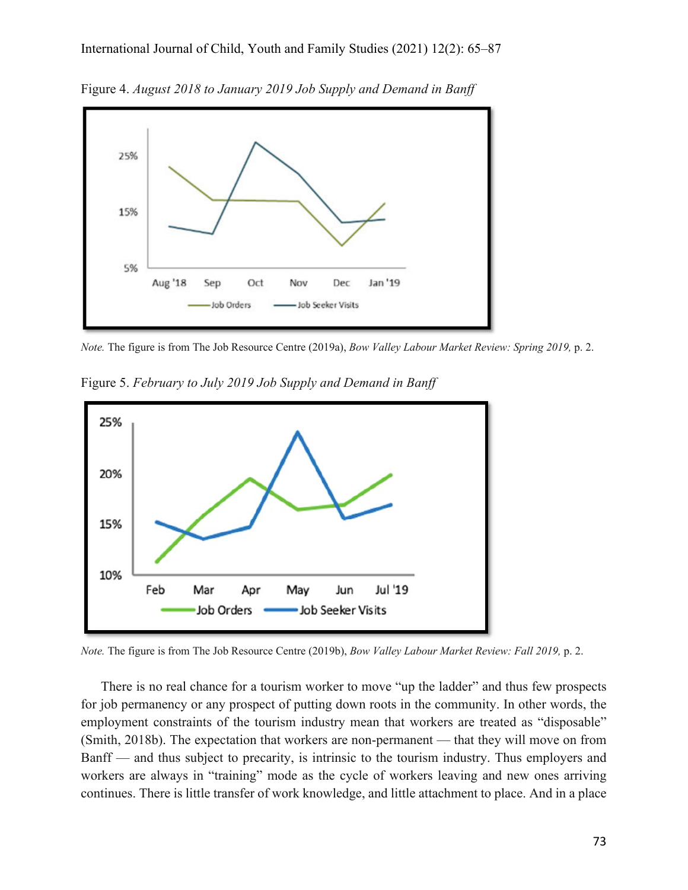Figure 4. *August 2018 to January 2019 Job Supply and Demand in Banff*

*Note.* The figure is from The Job Resource Centre (2019a), *Bow Valley Labour Market Review: Spring 2019,* p. 2.

Figure 5. *February to July 2019 Job Supply and Demand in Banff*

*Note.* The figure is from The Job Resource Centre (2019b), *Bow Valley Labour Market Review: Fall 2019,* p. 2.

There is no real chance for a tourism worker to move "up the ladder" and thus few prospects for job permanency or any prospect of putting down roots in the community. In other words, the employment constraints of the tourism industry mean that workers are treated as "disposable" (Smith, 2018b). The expectation that workers are non-permanent — that they will move on from Banff — and thus subject to precarity, is intrinsic to the tourism industry. Thus employers and workers are always in "training" mode as the cycle of workers leaving and new ones arriving continues. There is little transfer of work knowledge, and little attachment to place. And in a place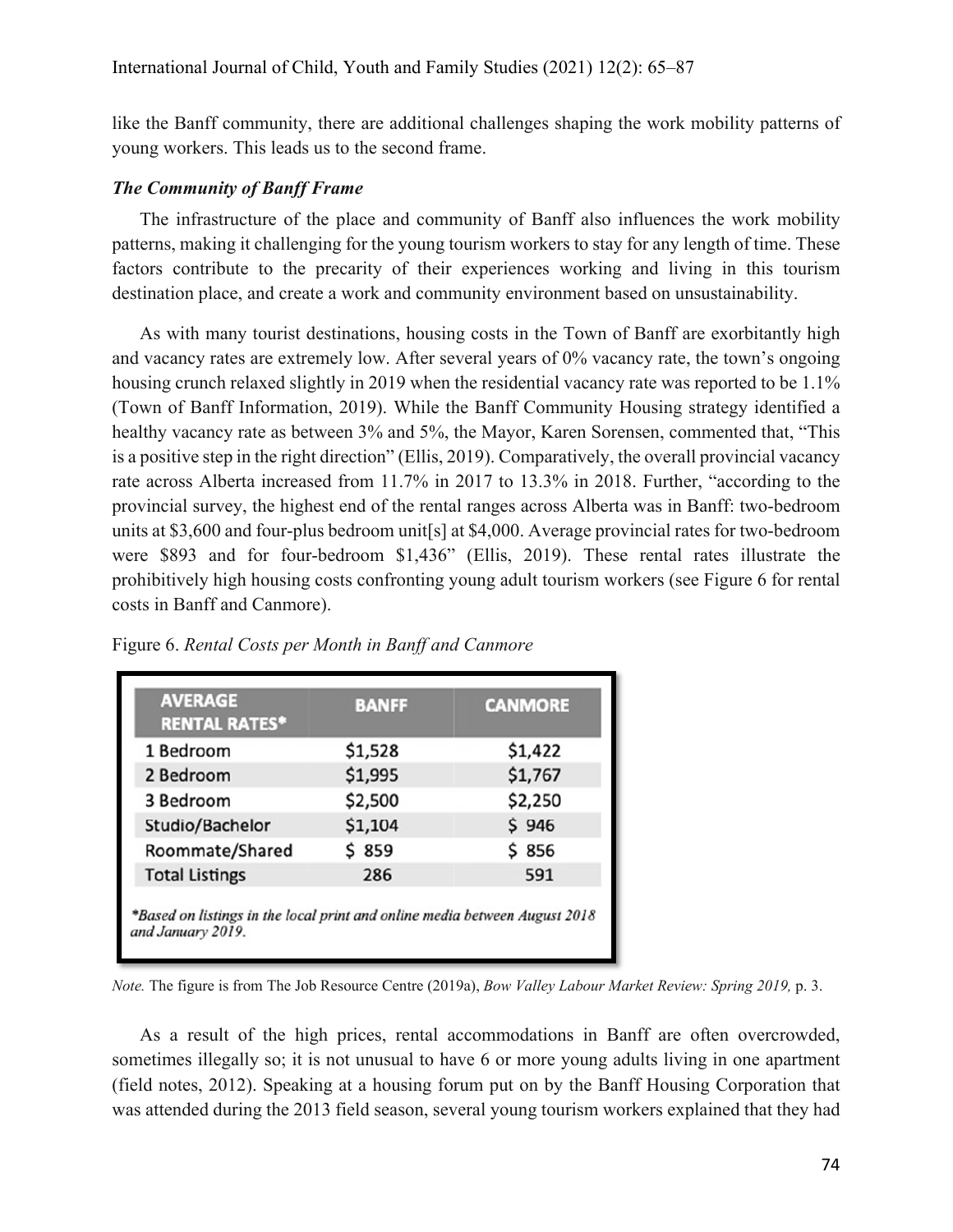like the Banff community, there are additional challenges shaping the work mobility patterns of young workers. This leads us to the second frame.

### *The Community of Banff Frame*

The infrastructure of the place and community of Banff also influences the work mobility patterns, making it challenging for the young tourism workers to stay for any length of time. These factors contribute to the precarity of their experiences working and living in this tourism destination place, and create a work and community environment based on unsustainability.

As with many tourist destinations, housing costs in the Town of Banff are exorbitantly high and vacancy rates are extremely low. After several years of 0% vacancy rate, the town's ongoing housing crunch relaxed slightly in 2019 when the residential vacancy rate was reported to be 1.1% (Town of Banff Information, 2019). While the Banff Community Housing strategy identified a healthy vacancy rate as between 3% and 5%, the Mayor, Karen Sorensen, commented that, "This is a positive step in the right direction" (Ellis, 2019). Comparatively, the overall provincial vacancy rate across Alberta increased from 11.7% in 2017 to 13.3% in 2018. Further, "according to the provincial survey, the highest end of the rental ranges across Alberta was in Banff: two-bedroom units at $3,600 and four-plus bedroom unit[s] at $4,000. Average provincial rates for two-bedroom were $893 and for four-bedroom $1,436" (Ellis, 2019). These rental rates illustrate the prohibitively high housing costs confronting young adult tourism workers (see Figure 6 for rental costs in Banff and Canmore).

Figure 6. *Rental Costs per Month in Banff and Canmore*

| AVERAGE RENTAL RATES* | BANFF | CANMORE |
|---|---|---|
| 1 Bedroom | $1,528 | $1,422 |
| 2 Bedroom | $1,995 | $1,767 |
| 3 Bedroom | $2,500 | $2,250 |
| Studio/Bachelor | $1,104 | $ 946 |
| Roommate/Shared | $ 859 | $ 856 |
| Total Listings | 286 | 591 |

**Based on listings in the local print and online media between August 2018 and January 2019.*

*Note.* The figure is from The Job Resource Centre (2019a), *Bow Valley Labour Market Review: Spring 2019,* p. 3.

As a result of the high prices, rental accommodations in Banff are often overcrowded, sometimes illegally so; it is not unusual to have 6 or more young adults living in one apartment (field notes, 2012). Speaking at a housing forum put on by the Banff Housing Corporation that was attended during the 2013 field season, several young tourism workers explained that they had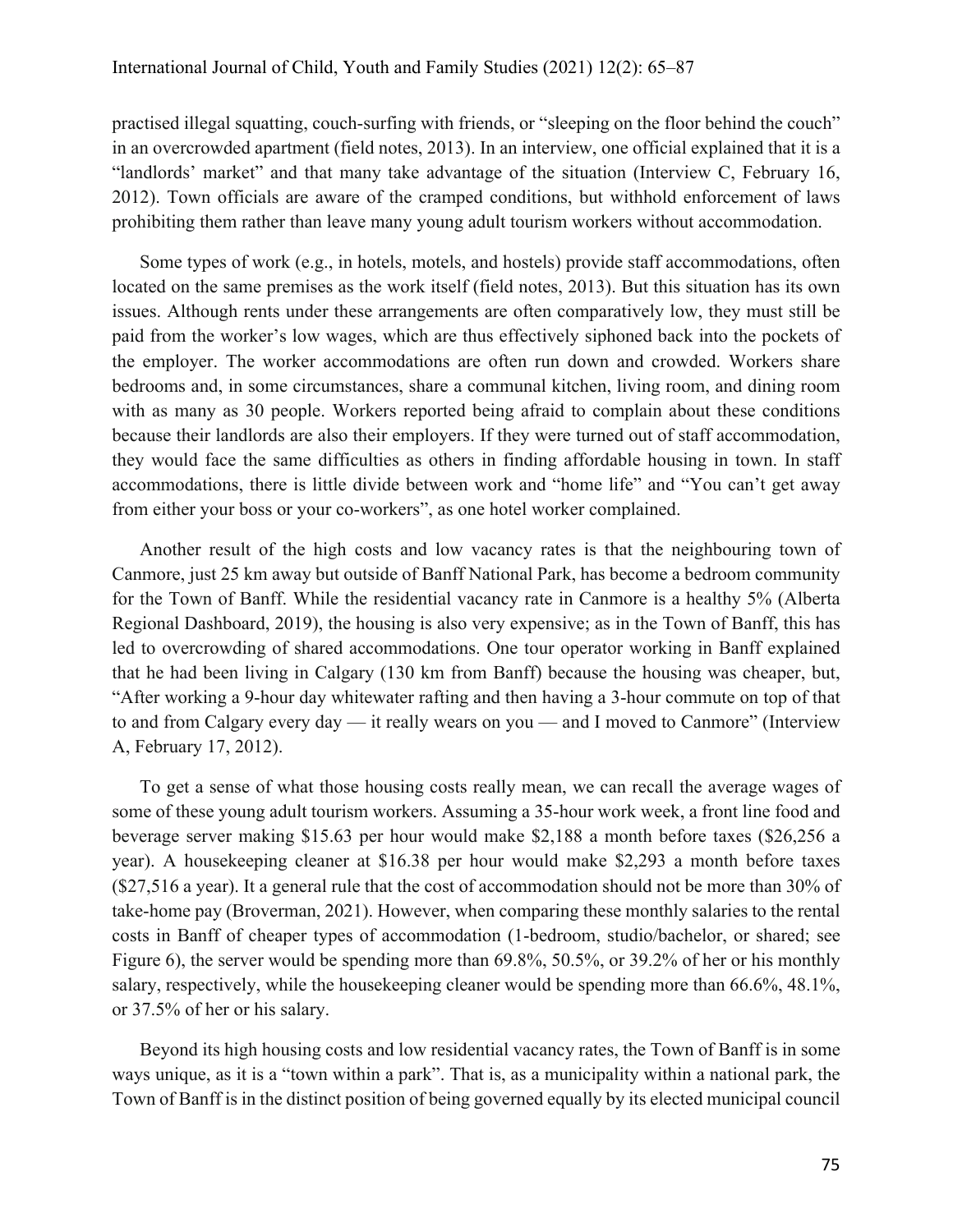practised illegal squatting, couch-surfing with friends, or "sleeping on the floor behind the couch" in an overcrowded apartment (field notes, 2013). In an interview, one official explained that it is a "landlords' market" and that many take advantage of the situation (Interview C, February 16, 2012). Town officials are aware of the cramped conditions, but withhold enforcement of laws prohibiting them rather than leave many young adult tourism workers without accommodation.

Some types of work (e.g., in hotels, motels, and hostels) provide staff accommodations, often located on the same premises as the work itself (field notes, 2013). But this situation has its own issues. Although rents under these arrangements are often comparatively low, they must still be paid from the worker's low wages, which are thus effectively siphoned back into the pockets of the employer. The worker accommodations are often run down and crowded. Workers share bedrooms and, in some circumstances, share a communal kitchen, living room, and dining room with as many as 30 people. Workers reported being afraid to complain about these conditions because their landlords are also their employers. If they were turned out of staff accommodation, they would face the same difficulties as others in finding affordable housing in town. In staff accommodations, there is little divide between work and "home life" and "You can't get away from either your boss or your co-workers", as one hotel worker complained.

Another result of the high costs and low vacancy rates is that the neighbouring town of Canmore, just 25 km away but outside of Banff National Park, has become a bedroom community for the Town of Banff. While the residential vacancy rate in Canmore is a healthy 5% (Alberta Regional Dashboard, 2019), the housing is also very expensive; as in the Town of Banff, this has led to overcrowding of shared accommodations. One tour operator working in Banff explained that he had been living in Calgary (130 km from Banff) because the housing was cheaper, but, "After working a 9-hour day whitewater rafting and then having a 3-hour commute on top of that to and from Calgary every day — it really wears on you — and I moved to Canmore" (Interview A, February 17, 2012).

To get a sense of what those housing costs really mean, we can recall the average wages of some of these young adult tourism workers. Assuming a 35-hour work week, a front line food and beverage server making $15.63 per hour would make $2,188 a month before taxes ($26,256 a year). A housekeeping cleaner at $16.38 per hour would make $2,293 a month before taxes ($27,516 a year). It a general rule that the cost of accommodation should not be more than 30% of take-home pay (Broverman, 2021). However, when comparing these monthly salaries to the rental costs in Banff of cheaper types of accommodation (1-bedroom, studio/bachelor, or shared; see Figure 6), the server would be spending more than 69.8%, 50.5%, or 39.2% of her or his monthly salary, respectively, while the housekeeping cleaner would be spending more than 66.6%, 48.1%, or 37.5% of her or his salary.

Beyond its high housing costs and low residential vacancy rates, the Town of Banff is in some ways unique, as it is a "town within a park". That is, as a municipality within a national park, the Town of Banff is in the distinct position of being governed equally by its elected municipal council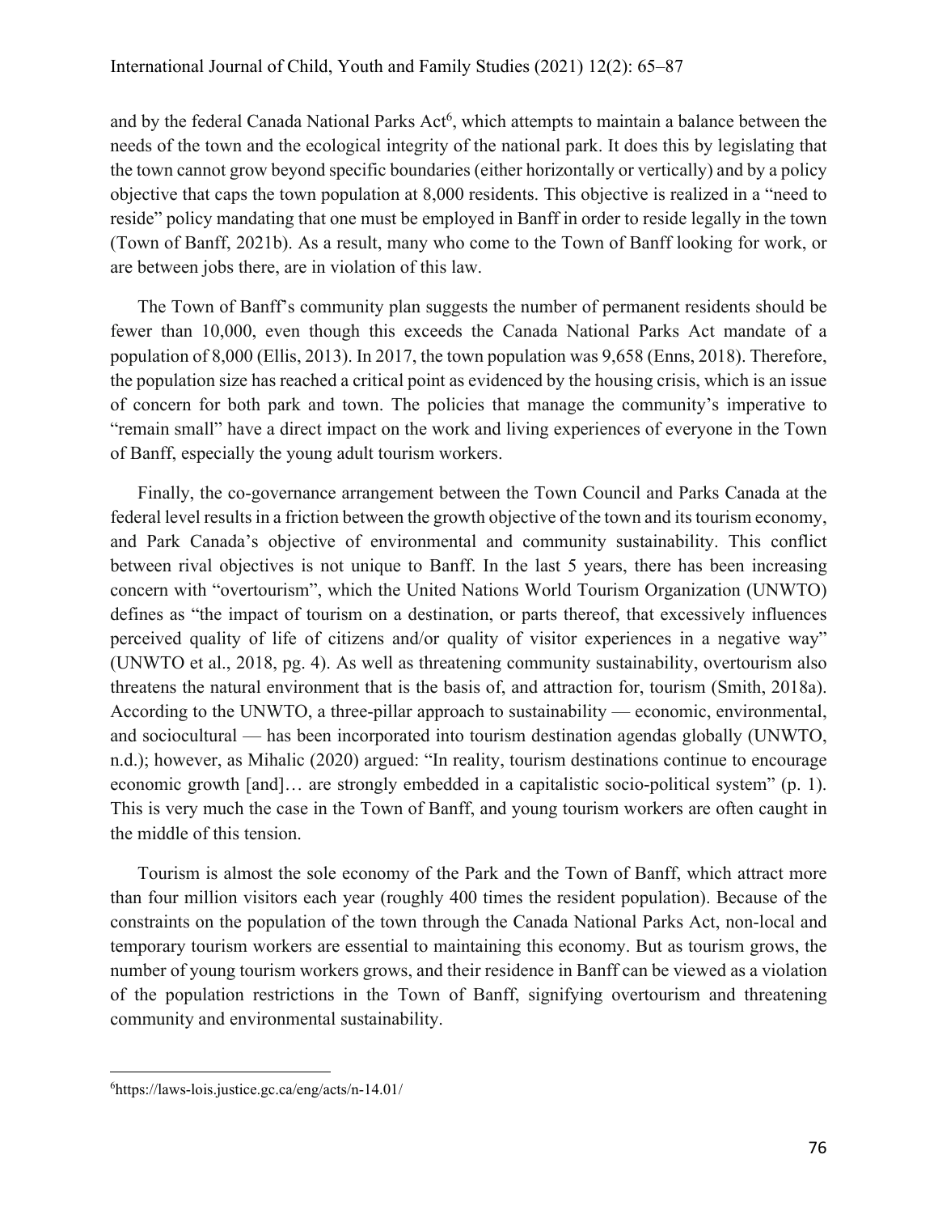and by the federal Canada National Parks Act[6], which attempts to maintain a balance between the needs of the town and the ecological integrity of the national park. It does this by legislating that the town cannot grow beyond specific boundaries (either horizontally or vertically) and by a policy objective that caps the town population at 8,000 residents. This objective is realized in a "need to reside" policy mandating that one must be employed in Banff in order to reside legally in the town (Town of Banff, 2021b). As a result, many who come to the Town of Banff looking for work, or are between jobs there, are in violation of this law.

The Town of Banff's community plan suggests the number of permanent residents should be fewer than 10,000, even though this exceeds the Canada National Parks Act mandate of a population of 8,000 (Ellis, 2013). In 2017, the town population was 9,658 (Enns, 2018). Therefore, the population size has reached a critical point as evidenced by the housing crisis, which is an issue of concern for both park and town. The policies that manage the community's imperative to "remain small" have a direct impact on the work and living experiences of everyone in the Town of Banff, especially the young adult tourism workers.

Finally, the co-governance arrangement between the Town Council and Parks Canada at the federal level results in a friction between the growth objective of the town and its tourism economy, and Park Canada's objective of environmental and community sustainability. This conflict between rival objectives is not unique to Banff. In the last 5 years, there has been increasing concern with "overtourism", which the United Nations World Tourism Organization (UNWTO) defines as "the impact of tourism on a destination, or parts thereof, that excessively influences perceived quality of life of citizens and/or quality of visitor experiences in a negative way" (UNWTO et al., 2018, pg. 4). As well as threatening community sustainability, overtourism also threatens the natural environment that is the basis of, and attraction for, tourism (Smith, 2018a). According to the UNWTO, a three-pillar approach to sustainability — economic, environmental, and sociocultural — has been incorporated into tourism destination agendas globally (UNWTO, n.d.); however, as Mihalic (2020) argued: "In reality, tourism destinations continue to encourage economic growth [and]… are strongly embedded in a capitalistic socio-political system" (p. 1). This is very much the case in the Town of Banff, and young tourism workers are often caught in the middle of this tension.

Tourism is almost the sole economy of the Park and the Town of Banff, which attract more than four million visitors each year (roughly 400 times the resident population). Because of the constraints on the population of the town through the Canada National Parks Act, non-local and temporary tourism workers are essential to maintaining this economy. But as tourism grows, the number of young tourism workers grows, and their residence in Banff can be viewed as a violation of the population restrictions in the Town of Banff, signifying overtourism and threatening community and environmental sustainability.

---

[6]https://laws-lois.justice.gc.ca/eng/acts/n-14.01/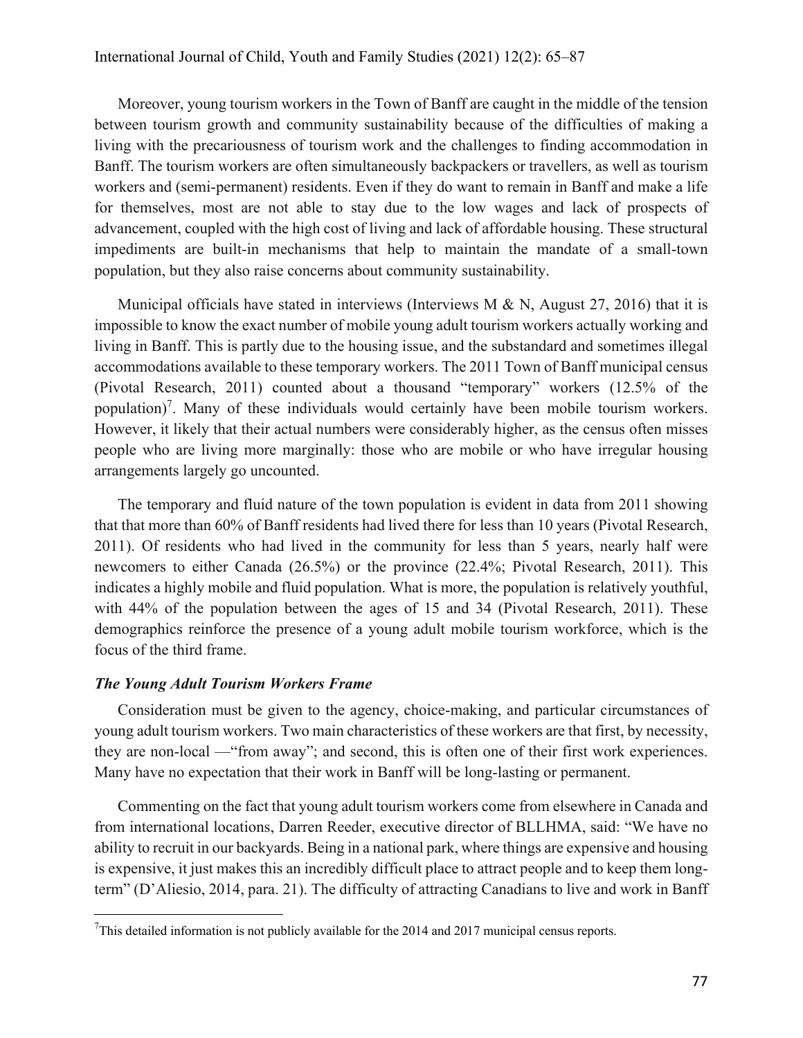Moreover, young tourism workers in the Town of Banff are caught in the middle of the tension between tourism growth and community sustainability because of the difficulties of making a living with the precariousness of tourism work and the challenges to finding accommodation in Banff. The tourism workers are often simultaneously backpackers or travellers, as well as tourism workers and (semi-permanent) residents. Even if they do want to remain in Banff and make a life for themselves, most are not able to stay due to the low wages and lack of prospects of advancement, coupled with the high cost of living and lack of affordable housing. These structural impediments are built-in mechanisms that help to maintain the mandate of a small-town population, but they also raise concerns about community sustainability.

Municipal officials have stated in interviews (Interviews M & N, August 27, 2016) that it is impossible to know the exact number of mobile young adult tourism workers actually working and living in Banff. This is partly due to the housing issue, and the substandard and sometimes illegal accommodations available to these temporary workers. The 2011 Town of Banff municipal census (Pivotal Research, 2011) counted about a thousand "temporary" workers (12.5% of the population)[7]. Many of these individuals would certainly have been mobile tourism workers. However, it likely that their actual numbers were considerably higher, as the census often misses people who are living more marginally: those who are mobile or who have irregular housing arrangements largely go uncounted.

The temporary and fluid nature of the town population is evident in data from 2011 showing that that more than 60% of Banff residents had lived there for less than 10 years (Pivotal Research, 2011). Of residents who had lived in the community for less than 5 years, nearly half were newcomers to either Canada (26.5%) or the province (22.4%; Pivotal Research, 2011). This indicates a highly mobile and fluid population. What is more, the population is relatively youthful, with 44% of the population between the ages of 15 and 34 (Pivotal Research, 2011). These demographics reinforce the presence of a young adult mobile tourism workforce, which is the focus of the third frame.

### *The Young Adult Tourism Workers Frame*

Consideration must be given to the agency, choice-making, and particular circumstances of young adult tourism workers. Two main characteristics of these workers are that first, by necessity, they are non-local —"from away"; and second, this is often one of their first work experiences. Many have no expectation that their work in Banff will be long-lasting or permanent.

Commenting on the fact that young adult tourism workers come from elsewhere in Canada and from international locations, Darren Reeder, executive director of BLLHMA, said: "We have no ability to recruit in our backyards. Being in a national park, where things are expensive and housing is expensive, it just makes this an incredibly difficult place to attract people and to keep them long-term" (D'Aliesio, 2014, para. 21). The difficulty of attracting Canadians to live and work in Banff

[7] This detailed information is not publicly available for the 2014 and 2017 municipal census reports.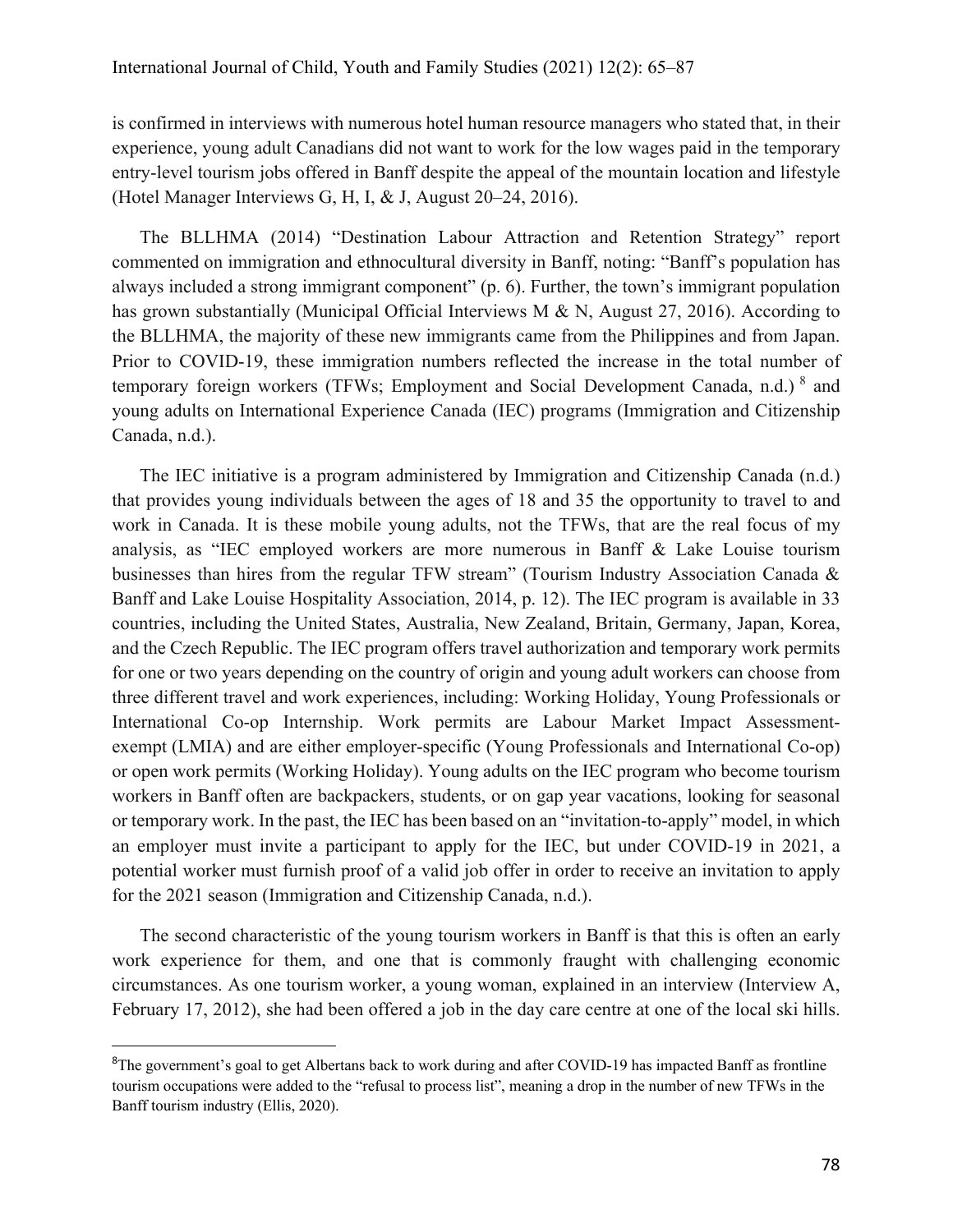is confirmed in interviews with numerous hotel human resource managers who stated that, in their experience, young adult Canadians did not want to work for the low wages paid in the temporary entry-level tourism jobs offered in Banff despite the appeal of the mountain location and lifestyle (Hotel Manager Interviews G, H, I, & J, August 20–24, 2016).

The BLLHMA (2014) "Destination Labour Attraction and Retention Strategy" report commented on immigration and ethnocultural diversity in Banff, noting: "Banff's population has always included a strong immigrant component" (p. 6). Further, the town's immigrant population has grown substantially (Municipal Official Interviews M & N, August 27, 2016). According to the BLLHMA, the majority of these new immigrants came from the Philippines and from Japan. Prior to COVID-19, these immigration numbers reflected the increase in the total number of temporary foreign workers (TFWs; Employment and Social Development Canada, n.d.) [8] and young adults on International Experience Canada (IEC) programs (Immigration and Citizenship Canada, n.d.).

The IEC initiative is a program administered by Immigration and Citizenship Canada (n.d.) that provides young individuals between the ages of 18 and 35 the opportunity to travel to and work in Canada. It is these mobile young adults, not the TFWs, that are the real focus of my analysis, as "IEC employed workers are more numerous in Banff & Lake Louise tourism businesses than hires from the regular TFW stream" (Tourism Industry Association Canada & Banff and Lake Louise Hospitality Association, 2014, p. 12). The IEC program is available in 33 countries, including the United States, Australia, New Zealand, Britain, Germany, Japan, Korea, and the Czech Republic. The IEC program offers travel authorization and temporary work permits for one or two years depending on the country of origin and young adult workers can choose from three different travel and work experiences, including: Working Holiday, Young Professionals or International Co-op Internship. Work permits are Labour Market Impact Assessment-exempt (LMIA) and are either employer-specific (Young Professionals and International Co-op) or open work permits (Working Holiday). Young adults on the IEC program who become tourism workers in Banff often are backpackers, students, or on gap year vacations, looking for seasonal or temporary work. In the past, the IEC has been based on an "invitation-to-apply" model, in which an employer must invite a participant to apply for the IEC, but under COVID-19 in 2021, a potential worker must furnish proof of a valid job offer in order to receive an invitation to apply for the 2021 season (Immigration and Citizenship Canada, n.d.).

The second characteristic of the young tourism workers in Banff is that this is often an early work experience for them, and one that is commonly fraught with challenging economic circumstances. As one tourism worker, a young woman, explained in an interview (Interview A, February 17, 2012), she had been offered a job in the day care centre at one of the local ski hills.

---

[8] The government's goal to get Albertans back to work during and after COVID-19 has impacted Banff as frontline tourism occupations were added to the "refusal to process list", meaning a drop in the number of new TFWs in the Banff tourism industry (Ellis, 2020).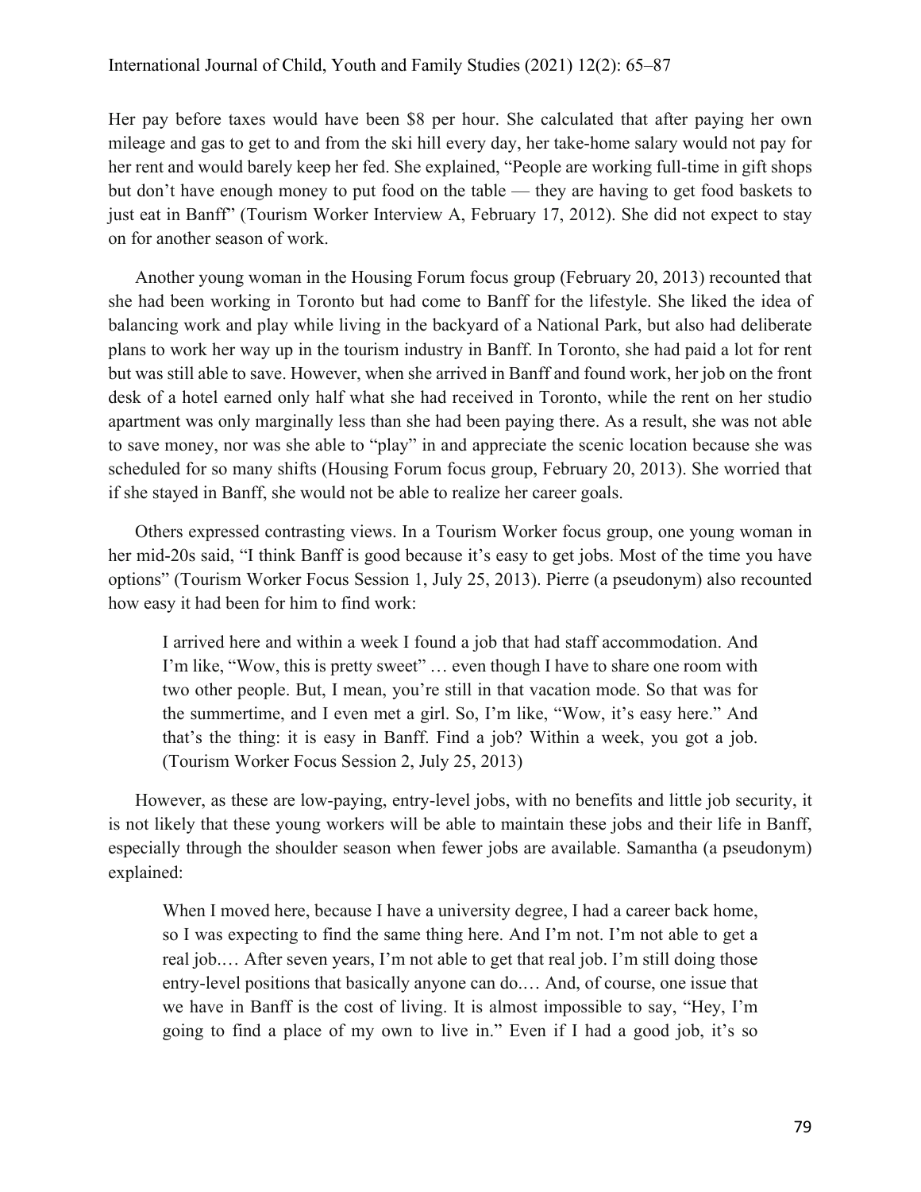Her pay before taxes would have been $8 per hour. She calculated that after paying her own mileage and gas to get to and from the ski hill every day, her take-home salary would not pay for her rent and would barely keep her fed. She explained, “People are working full-time in gift shops but don’t have enough money to put food on the table — they are having to get food baskets to just eat in Banff” (Tourism Worker Interview A, February 17, 2012). She did not expect to stay on for another season of work.

Another young woman in the Housing Forum focus group (February 20, 2013) recounted that she had been working in Toronto but had come to Banff for the lifestyle. She liked the idea of balancing work and play while living in the backyard of a National Park, but also had deliberate plans to work her way up in the tourism industry in Banff. In Toronto, she had paid a lot for rent but was still able to save. However, when she arrived in Banff and found work, her job on the front desk of a hotel earned only half what she had received in Toronto, while the rent on her studio apartment was only marginally less than she had been paying there. As a result, she was not able to save money, nor was she able to “play” in and appreciate the scenic location because she was scheduled for so many shifts (Housing Forum focus group, February 20, 2013). She worried that if she stayed in Banff, she would not be able to realize her career goals.

Others expressed contrasting views. In a Tourism Worker focus group, one young woman in her mid-20s said, “I think Banff is good because it’s easy to get jobs. Most of the time you have options” (Tourism Worker Focus Session 1, July 25, 2013). Pierre (a pseudonym) also recounted how easy it had been for him to find work:

> I arrived here and within a week I found a job that had staff accommodation. And I’m like, “Wow, this is pretty sweet” … even though I have to share one room with two other people. But, I mean, you’re still in that vacation mode. So that was for the summertime, and I even met a girl. So, I’m like, “Wow, it’s easy here.” And that’s the thing: it is easy in Banff. Find a job? Within a week, you got a job. (Tourism Worker Focus Session 2, July 25, 2013)

However, as these are low-paying, entry-level jobs, with no benefits and little job security, it is not likely that these young workers will be able to maintain these jobs and their life in Banff, especially through the shoulder season when fewer jobs are available. Samantha (a pseudonym) explained:

> When I moved here, because I have a university degree, I had a career back home, so I was expecting to find the same thing here. And I’m not. I’m not able to get a real job.… After seven years, I’m not able to get that real job. I’m still doing those entry-level positions that basically anyone can do.… And, of course, one issue that we have in Banff is the cost of living. It is almost impossible to say, “Hey, I’m going to find a place of my own to live in.” Even if I had a good job, it’s so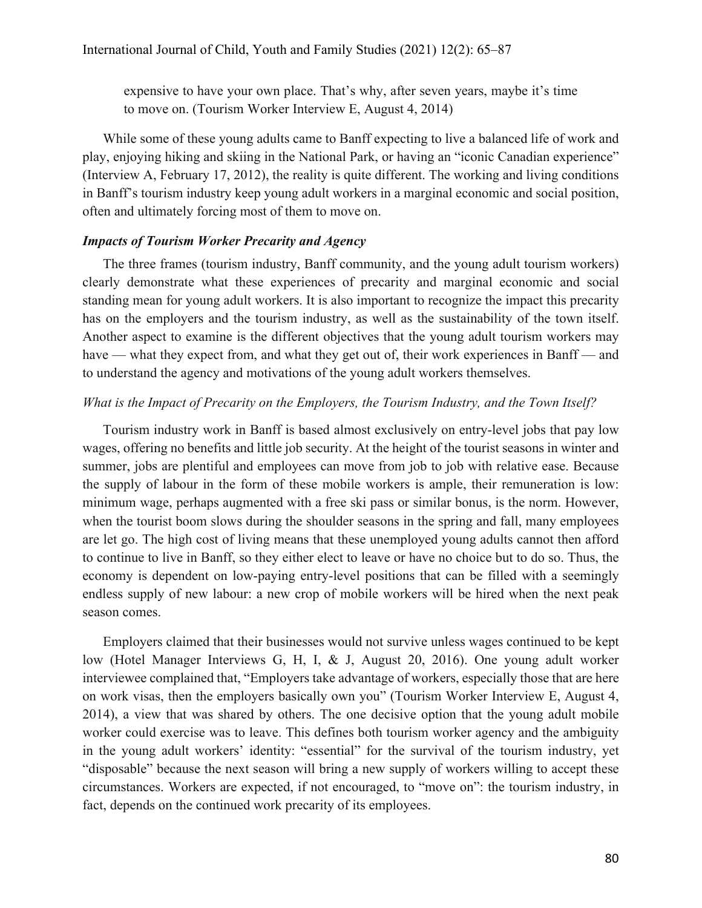> expensive to have your own place. That's why, after seven years, maybe it's time to move on. (Tourism Worker Interview E, August 4, 2014)

While some of these young adults came to Banff expecting to live a balanced life of work and play, enjoying hiking and skiing in the National Park, or having an "iconic Canadian experience" (Interview A, February 17, 2012), the reality is quite different. The working and living conditions in Banff's tourism industry keep young adult workers in a marginal economic and social position, often and ultimately forcing most of them to move on.

### *Impacts of Tourism Worker Precarity and Agency*

The three frames (tourism industry, Banff community, and the young adult tourism workers) clearly demonstrate what these experiences of precarity and marginal economic and social standing mean for young adult workers. It is also important to recognize the impact this precarity has on the employers and the tourism industry, as well as the sustainability of the town itself. Another aspect to examine is the different objectives that the young adult tourism workers may have — what they expect from, and what they get out of, their work experiences in Banff — and to understand the agency and motivations of the young adult workers themselves.

#### *What is the Impact of Precarity on the Employers, the Tourism Industry, and the Town Itself?*

Tourism industry work in Banff is based almost exclusively on entry-level jobs that pay low wages, offering no benefits and little job security. At the height of the tourist seasons in winter and summer, jobs are plentiful and employees can move from job to job with relative ease. Because the supply of labour in the form of these mobile workers is ample, their remuneration is low: minimum wage, perhaps augmented with a free ski pass or similar bonus, is the norm. However, when the tourist boom slows during the shoulder seasons in the spring and fall, many employees are let go. The high cost of living means that these unemployed young adults cannot then afford to continue to live in Banff, so they either elect to leave or have no choice but to do so. Thus, the economy is dependent on low-paying entry-level positions that can be filled with a seemingly endless supply of new labour: a new crop of mobile workers will be hired when the next peak season comes.

Employers claimed that their businesses would not survive unless wages continued to be kept low (Hotel Manager Interviews G, H, I, & J, August 20, 2016). One young adult worker interviewee complained that, "Employers take advantage of workers, especially those that are here on work visas, then the employers basically own you" (Tourism Worker Interview E, August 4, 2014), a view that was shared by others. The one decisive option that the young adult mobile worker could exercise was to leave. This defines both tourism worker agency and the ambiguity in the young adult workers' identity: "essential" for the survival of the tourism industry, yet "disposable" because the next season will bring a new supply of workers willing to accept these circumstances. Workers are expected, if not encouraged, to "move on": the tourism industry, in fact, depends on the continued work precarity of its employees.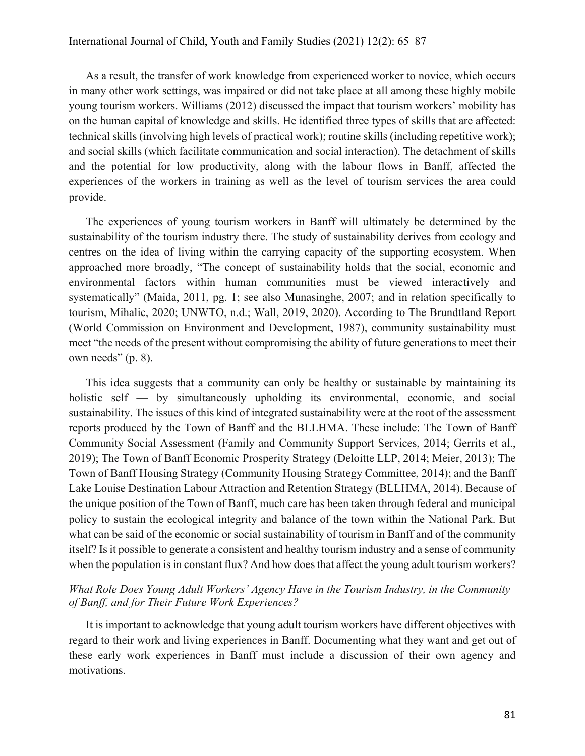As a result, the transfer of work knowledge from experienced worker to novice, which occurs in many other work settings, was impaired or did not take place at all among these highly mobile young tourism workers. Williams (2012) discussed the impact that tourism workers' mobility has on the human capital of knowledge and skills. He identified three types of skills that are affected: technical skills (involving high levels of practical work); routine skills (including repetitive work); and social skills (which facilitate communication and social interaction). The detachment of skills and the potential for low productivity, along with the labour flows in Banff, affected the experiences of the workers in training as well as the level of tourism services the area could provide.

The experiences of young tourism workers in Banff will ultimately be determined by the sustainability of the tourism industry there. The study of sustainability derives from ecology and centres on the idea of living within the carrying capacity of the supporting ecosystem. When approached more broadly, "The concept of sustainability holds that the social, economic and environmental factors within human communities must be viewed interactively and systematically" (Maida, 2011, pg. 1; see also Munasinghe, 2007; and in relation specifically to tourism, Mihalic, 2020; UNWTO, n.d.; Wall, 2019, 2020). According to The Brundtland Report (World Commission on Environment and Development, 1987), community sustainability must meet "the needs of the present without compromising the ability of future generations to meet their own needs" (p. 8).

This idea suggests that a community can only be healthy or sustainable by maintaining its holistic self — by simultaneously upholding its environmental, economic, and social sustainability. The issues of this kind of integrated sustainability were at the root of the assessment reports produced by the Town of Banff and the BLLHMA. These include: The Town of Banff Community Social Assessment (Family and Community Support Services, 2014; Gerrits et al., 2019); The Town of Banff Economic Prosperity Strategy (Deloitte LLP, 2014; Meier, 2013); The Town of Banff Housing Strategy (Community Housing Strategy Committee, 2014); and the Banff Lake Louise Destination Labour Attraction and Retention Strategy (BLLHMA, 2014). Because of the unique position of the Town of Banff, much care has been taken through federal and municipal policy to sustain the ecological integrity and balance of the town within the National Park. But what can be said of the economic or social sustainability of tourism in Banff and of the community itself? Is it possible to generate a consistent and healthy tourism industry and a sense of community when the population is in constant flux? And how does that affect the young adult tourism workers?

### *What Role Does Young Adult Workers' Agency Have in the Tourism Industry, in the Community of Banff, and for Their Future Work Experiences?*

It is important to acknowledge that young adult tourism workers have different objectives with regard to their work and living experiences in Banff. Documenting what they want and get out of these early work experiences in Banff must include a discussion of their own agency and motivations.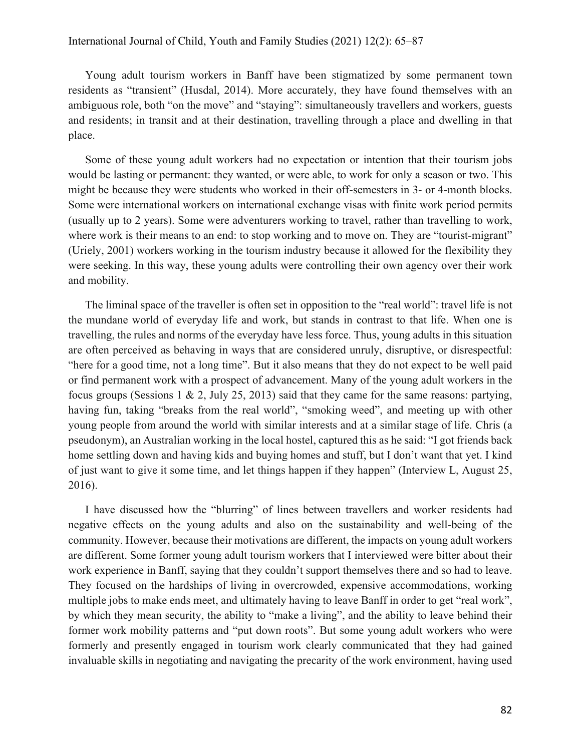Young adult tourism workers in Banff have been stigmatized by some permanent town residents as "transient" (Husdal, 2014). More accurately, they have found themselves with an ambiguous role, both "on the move" and "staying": simultaneously travellers and workers, guests and residents; in transit and at their destination, travelling through a place and dwelling in that place.

Some of these young adult workers had no expectation or intention that their tourism jobs would be lasting or permanent: they wanted, or were able, to work for only a season or two. This might be because they were students who worked in their off-semesters in 3- or 4-month blocks. Some were international workers on international exchange visas with finite work period permits (usually up to 2 years). Some were adventurers working to travel, rather than travelling to work, where work is their means to an end: to stop working and to move on. They are "tourist-migrant" (Uriely, 2001) workers working in the tourism industry because it allowed for the flexibility they were seeking. In this way, these young adults were controlling their own agency over their work and mobility.

The liminal space of the traveller is often set in opposition to the "real world": travel life is not the mundane world of everyday life and work, but stands in contrast to that life. When one is travelling, the rules and norms of the everyday have less force. Thus, young adults in this situation are often perceived as behaving in ways that are considered unruly, disruptive, or disrespectful: "here for a good time, not a long time". But it also means that they do not expect to be well paid or find permanent work with a prospect of advancement. Many of the young adult workers in the focus groups (Sessions 1 & 2, July 25, 2013) said that they came for the same reasons: partying, having fun, taking "breaks from the real world", "smoking weed", and meeting up with other young people from around the world with similar interests and at a similar stage of life. Chris (a pseudonym), an Australian working in the local hostel, captured this as he said: "I got friends back home settling down and having kids and buying homes and stuff, but I don't want that yet. I kind of just want to give it some time, and let things happen if they happen" (Interview L, August 25, 2016).

I have discussed how the "blurring" of lines between travellers and worker residents had negative effects on the young adults and also on the sustainability and well-being of the community. However, because their motivations are different, the impacts on young adult workers are different. Some former young adult tourism workers that I interviewed were bitter about their work experience in Banff, saying that they couldn't support themselves there and so had to leave. They focused on the hardships of living in overcrowded, expensive accommodations, working multiple jobs to make ends meet, and ultimately having to leave Banff in order to get "real work", by which they mean security, the ability to "make a living", and the ability to leave behind their former work mobility patterns and "put down roots". But some young adult workers who were formerly and presently engaged in tourism work clearly communicated that they had gained invaluable skills in negotiating and navigating the precarity of the work environment, having used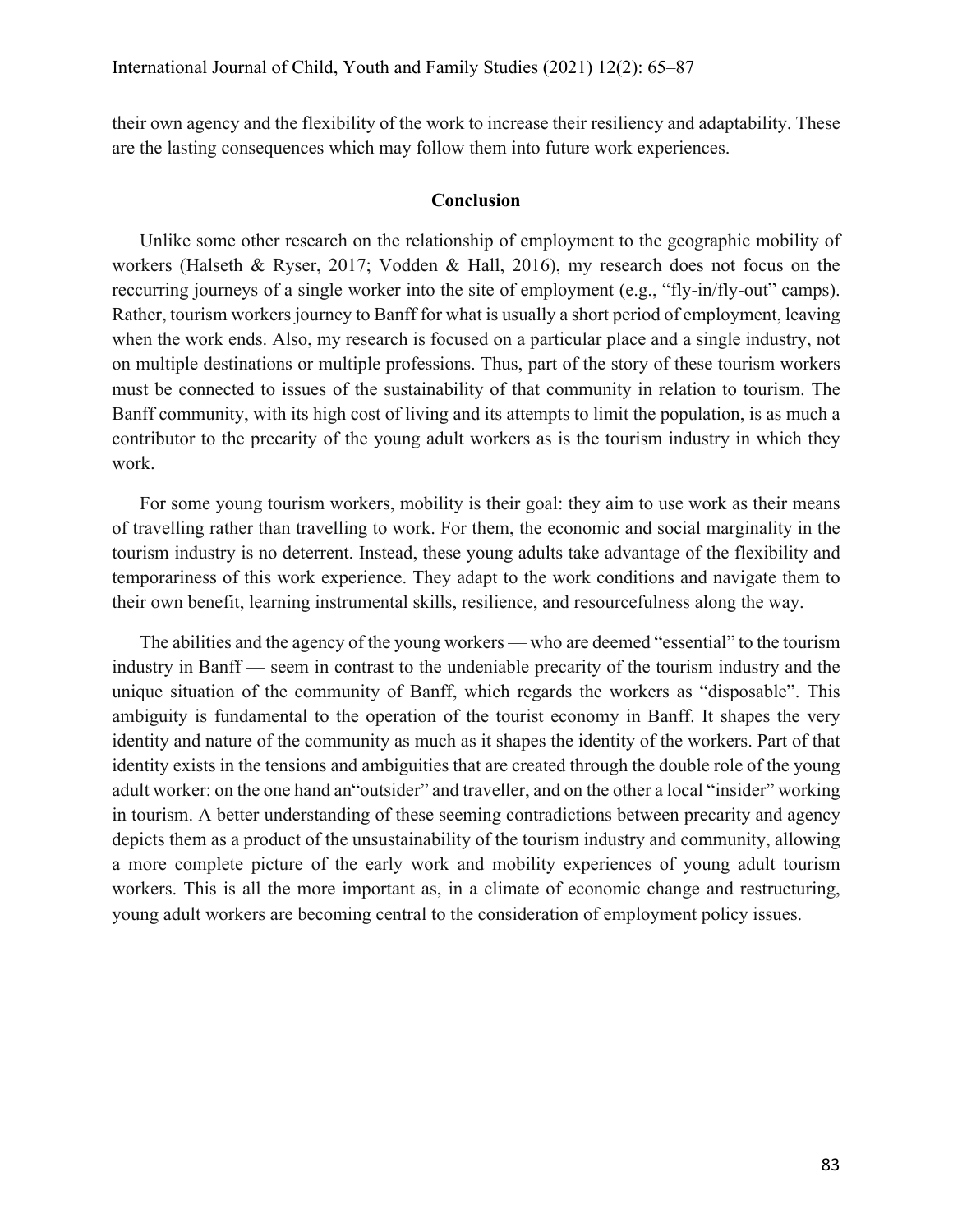their own agency and the flexibility of the work to increase their resiliency and adaptability. These are the lasting consequences which may follow them into future work experiences.

## Conclusion

Unlike some other research on the relationship of employment to the geographic mobility of workers (Halseth & Ryser, 2017; Vodden & Hall, 2016), my research does not focus on the reccurring journeys of a single worker into the site of employment (e.g., "fly-in/fly-out" camps). Rather, tourism workers journey to Banff for what is usually a short period of employment, leaving when the work ends. Also, my research is focused on a particular place and a single industry, not on multiple destinations or multiple professions. Thus, part of the story of these tourism workers must be connected to issues of the sustainability of that community in relation to tourism. The Banff community, with its high cost of living and its attempts to limit the population, is as much a contributor to the precarity of the young adult workers as is the tourism industry in which they work.

For some young tourism workers, mobility is their goal: they aim to use work as their means of travelling rather than travelling to work. For them, the economic and social marginality in the tourism industry is no deterrent. Instead, these young adults take advantage of the flexibility and temporariness of this work experience. They adapt to the work conditions and navigate them to their own benefit, learning instrumental skills, resilience, and resourcefulness along the way.

The abilities and the agency of the young workers — who are deemed "essential" to the tourism industry in Banff — seem in contrast to the undeniable precarity of the tourism industry and the unique situation of the community of Banff, which regards the workers as "disposable". This ambiguity is fundamental to the operation of the tourist economy in Banff. It shapes the very identity and nature of the community as much as it shapes the identity of the workers. Part of that identity exists in the tensions and ambiguities that are created through the double role of the young adult worker: on the one hand an"outsider" and traveller, and on the other a local "insider" working in tourism. A better understanding of these seeming contradictions between precarity and agency depicts them as a product of the unsustainability of the tourism industry and community, allowing a more complete picture of the early work and mobility experiences of young adult tourism workers. This is all the more important as, in a climate of economic change and restructuring, young adult workers are becoming central to the consideration of employment policy issues.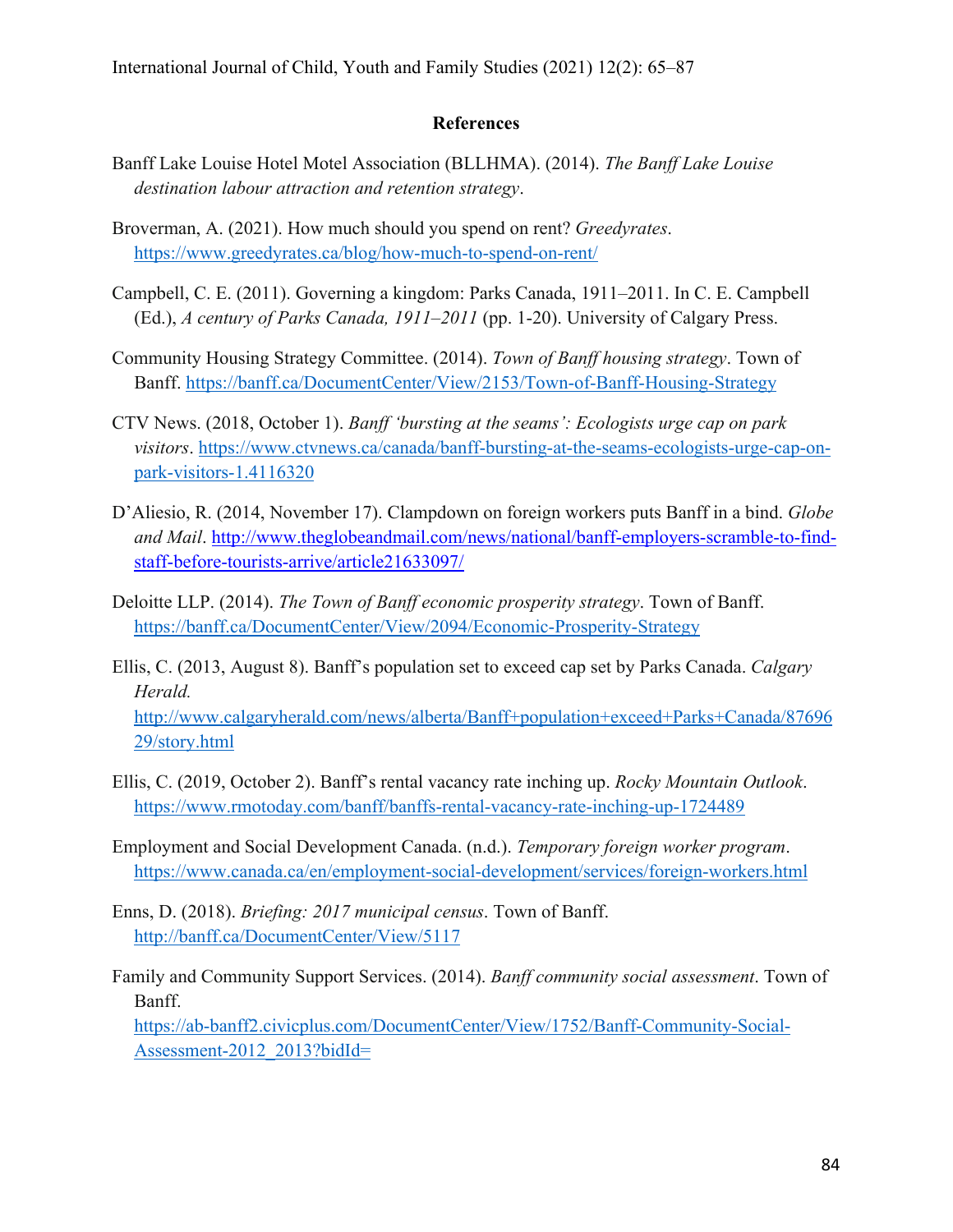## References

Banff Lake Louise Hotel Motel Association (BLLHMA). (2014). *The Banff Lake Louise destination labour attraction and retention strategy*.

Broverman, A. (2021). How much should you spend on rent? *Greedyrates*. https://www.greedyrates.ca/blog/how-much-to-spend-on-rent/

Campbell, C. E. (2011). Governing a kingdom: Parks Canada, 1911–2011. In C. E. Campbell (Ed.), *A century of Parks Canada, 1911–2011* (pp. 1-20). University of Calgary Press.

Community Housing Strategy Committee. (2014). *Town of Banff housing strategy*. Town of Banff. https://banff.ca/DocumentCenter/View/2153/Town-of-Banff-Housing-Strategy

CTV News. (2018, October 1). *Banff 'bursting at the seams': Ecologists urge cap on park visitors*. https://www.ctvnews.ca/canada/banff-bursting-at-the-seams-ecologists-urge-cap-on-park-visitors-1.4116320

D'Aliesio, R. (2014, November 17). Clampdown on foreign workers puts Banff in a bind. *Globe and Mail*. http://www.theglobeandmail.com/news/national/banff-employers-scramble-to-find-staff-before-tourists-arrive/article21633097/

Deloitte LLP. (2014). *The Town of Banff economic prosperity strategy*. Town of Banff. https://banff.ca/DocumentCenter/View/2094/Economic-Prosperity-Strategy

Ellis, C. (2013, August 8). Banff's population set to exceed cap set by Parks Canada. *Calgary Herald.* http://www.calgaryherald.com/news/alberta/Banff+population+exceed+Parks+Canada/8769629/story.html

Ellis, C. (2019, October 2). Banff's rental vacancy rate inching up. *Rocky Mountain Outlook*. https://www.rmotoday.com/banff/banffs-rental-vacancy-rate-inching-up-1724489

Employment and Social Development Canada. (n.d.). *Temporary foreign worker program*. https://www.canada.ca/en/employment-social-development/services/foreign-workers.html

Enns, D. (2018). *Briefing: 2017 municipal census*. Town of Banff. http://banff.ca/DocumentCenter/View/5117

Family and Community Support Services. (2014). *Banff community social assessment*. Town of Banff. https://ab-banff2.civicplus.com/DocumentCenter/View/1752/Banff-Community-Social-Assessment-2012_2013?bidId=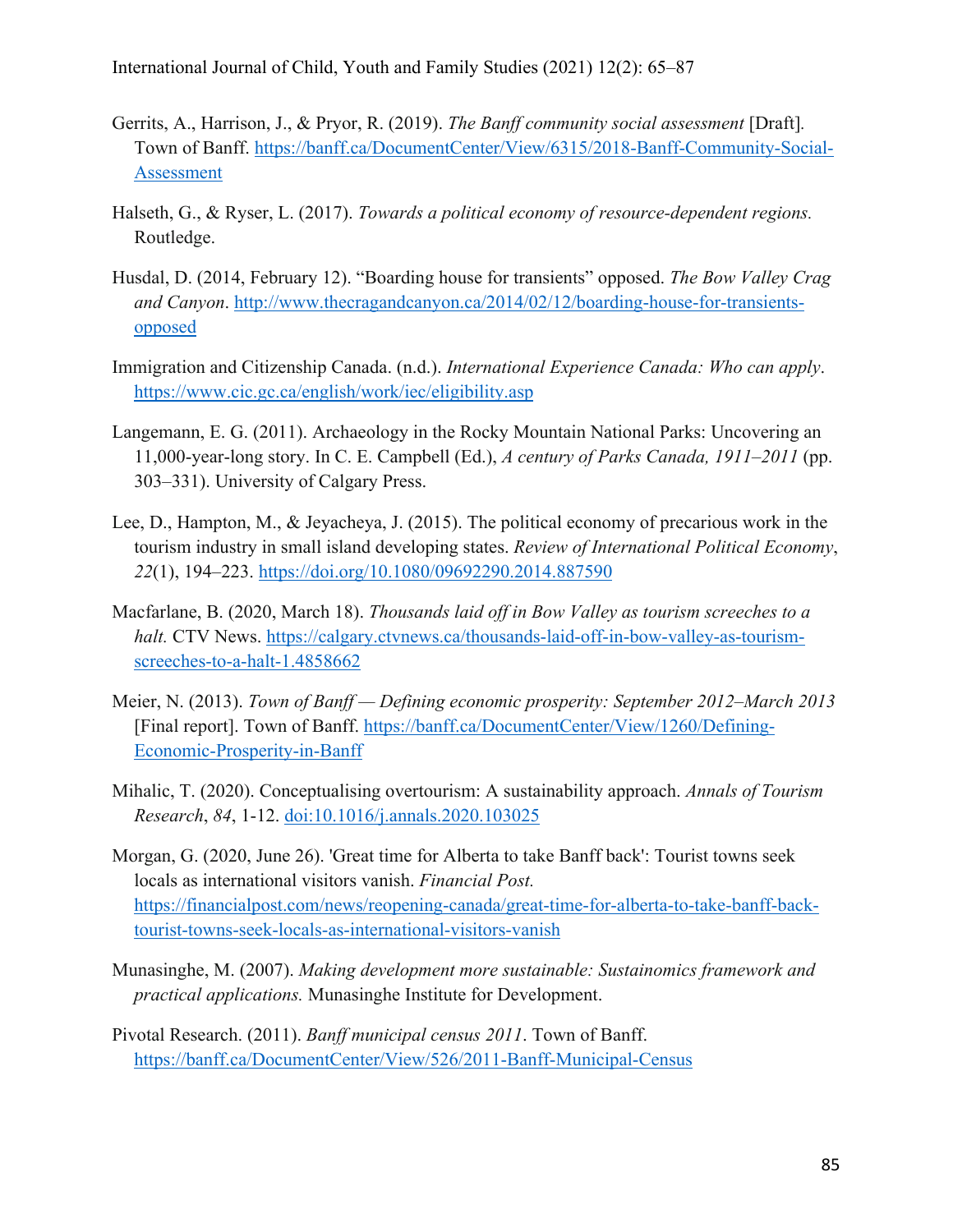Gerrits, A., Harrison, J., & Pryor, R. (2019). *The Banff community social assessment* [Draft]. Town of Banff. https://banff.ca/DocumentCenter/View/6315/2018-Banff-Community-Social-Assessment

Halseth, G., & Ryser, L. (2017). *Towards a political economy of resource-dependent regions.* Routledge.

Husdal, D. (2014, February 12). "Boarding house for transients" opposed. *The Bow Valley Crag and Canyon*. http://www.thecragandcanyon.ca/2014/02/12/boarding-house-for-transients-opposed

Immigration and Citizenship Canada. (n.d.). *International Experience Canada: Who can apply*. https://www.cic.gc.ca/english/work/iec/eligibility.asp

Langemann, E. G. (2011). Archaeology in the Rocky Mountain National Parks: Uncovering an 11,000-year-long story. In C. E. Campbell (Ed.), *A century of Parks Canada, 1911–2011* (pp. 303–331). University of Calgary Press.

Lee, D., Hampton, M., & Jeyacheya, J. (2015). The political economy of precarious work in the tourism industry in small island developing states. *Review of International Political Economy*, *22*(1), 194–223. https://doi.org/10.1080/09692290.2014.887590

Macfarlane, B. (2020, March 18). *Thousands laid off in Bow Valley as tourism screeches to a halt.* CTV News. https://calgary.ctvnews.ca/thousands-laid-off-in-bow-valley-as-tourism-screeches-to-a-halt-1.4858662

Meier, N. (2013). *Town of Banff — Defining economic prosperity: September 2012–March 2013* [Final report]. Town of Banff. https://banff.ca/DocumentCenter/View/1260/Defining-Economic-Prosperity-in-Banff

Mihalic, T. (2020). Conceptualising overtourism: A sustainability approach. *Annals of Tourism Research*, *84*, 1-12. doi:10.1016/j.annals.2020.103025

Morgan, G. (2020, June 26). 'Great time for Alberta to take Banff back': Tourist towns seek locals as international visitors vanish. *Financial Post.* https://financialpost.com/news/reopening-canada/great-time-for-alberta-to-take-banff-back-tourist-towns-seek-locals-as-international-visitors-vanish

Munasinghe, M. (2007). *Making development more sustainable: Sustainomics framework and practical applications.* Munasinghe Institute for Development.

Pivotal Research. (2011). *Banff municipal census 2011*. Town of Banff. https://banff.ca/DocumentCenter/View/526/2011-Banff-Municipal-Census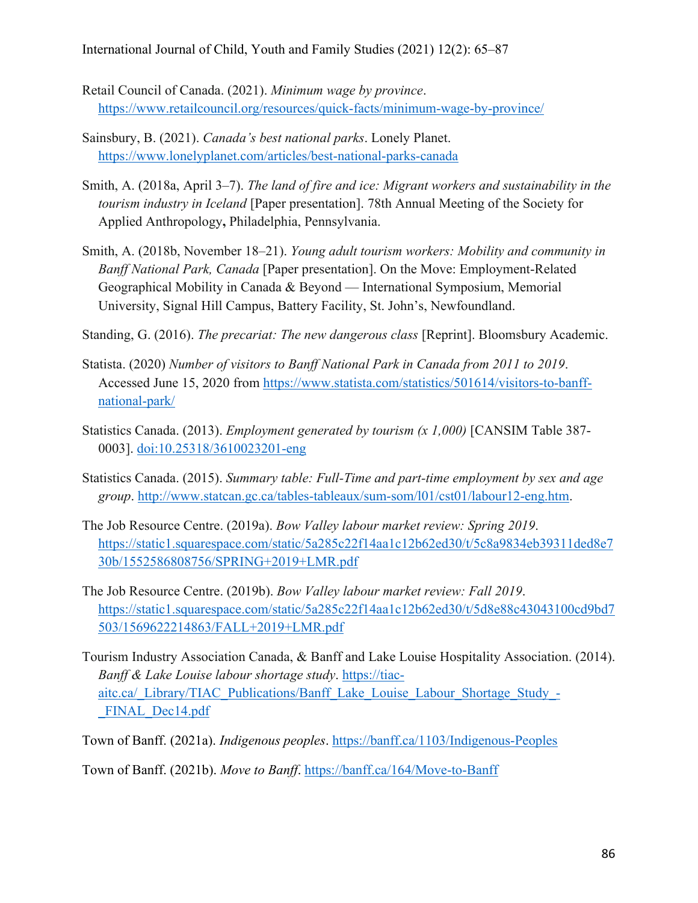Retail Council of Canada. (2021). *Minimum wage by province*. https://www.retailcouncil.org/resources/quick-facts/minimum-wage-by-province/

Sainsbury, B. (2021). *Canada's best national parks*. Lonely Planet. https://www.lonelyplanet.com/articles/best-national-parks-canada

Smith, A. (2018a, April 3–7). *The land of fire and ice: Migrant workers and sustainability in the tourism industry in Iceland* [Paper presentation]. 78th Annual Meeting of the Society for Applied Anthropology**,** Philadelphia, Pennsylvania.

Smith, A. (2018b, November 18–21). *Young adult tourism workers: Mobility and community in Banff National Park, Canada* [Paper presentation]. On the Move: Employment-Related Geographical Mobility in Canada & Beyond — International Symposium, Memorial University, Signal Hill Campus, Battery Facility, St. John's, Newfoundland.

Standing, G. (2016). *The precariat: The new dangerous class* [Reprint]. Bloomsbury Academic.

Statista. (2020) *Number of visitors to Banff National Park in Canada from 2011 to 2019*. Accessed June 15, 2020 from https://www.statista.com/statistics/501614/visitors-to-banff-national-park/

Statistics Canada. (2013). *Employment generated by tourism (x 1,000)* [CANSIM Table 387-0003]. doi:10.25318/3610023201-eng

Statistics Canada. (2015). *Summary table: Full-Time and part-time employment by sex and age group*. http://www.statcan.gc.ca/tables-tableaux/sum-som/l01/cst01/labour12-eng.htm.

The Job Resource Centre. (2019a). *Bow Valley labour market review: Spring 2019*. https://static1.squarespace.com/static/5a285c22f14aa1c12b62ed30/t/5c8a9834eb39311ded8e730b/1552586808756/SPRING+2019+LMR.pdf

The Job Resource Centre. (2019b). *Bow Valley labour market review: Fall 2019*. https://static1.squarespace.com/static/5a285c22f14aa1c12b62ed30/t/5d8e88c43043100cd9bd7503/1569622214863/FALL+2019+LMR.pdf

Tourism Industry Association Canada, & Banff and Lake Louise Hospitality Association. (2014). *Banff & Lake Louise labour shortage study*. https://tiac-aitc.ca/_Library/TIAC_Publications/Banff_Lake_Louise_Labour_Shortage_Study_-_FINAL_Dec14.pdf

Town of Banff. (2021a). *Indigenous peoples*. https://banff.ca/1103/Indigenous-Peoples

Town of Banff. (2021b). *Move to Banff*. https://banff.ca/164/Move-to-Banff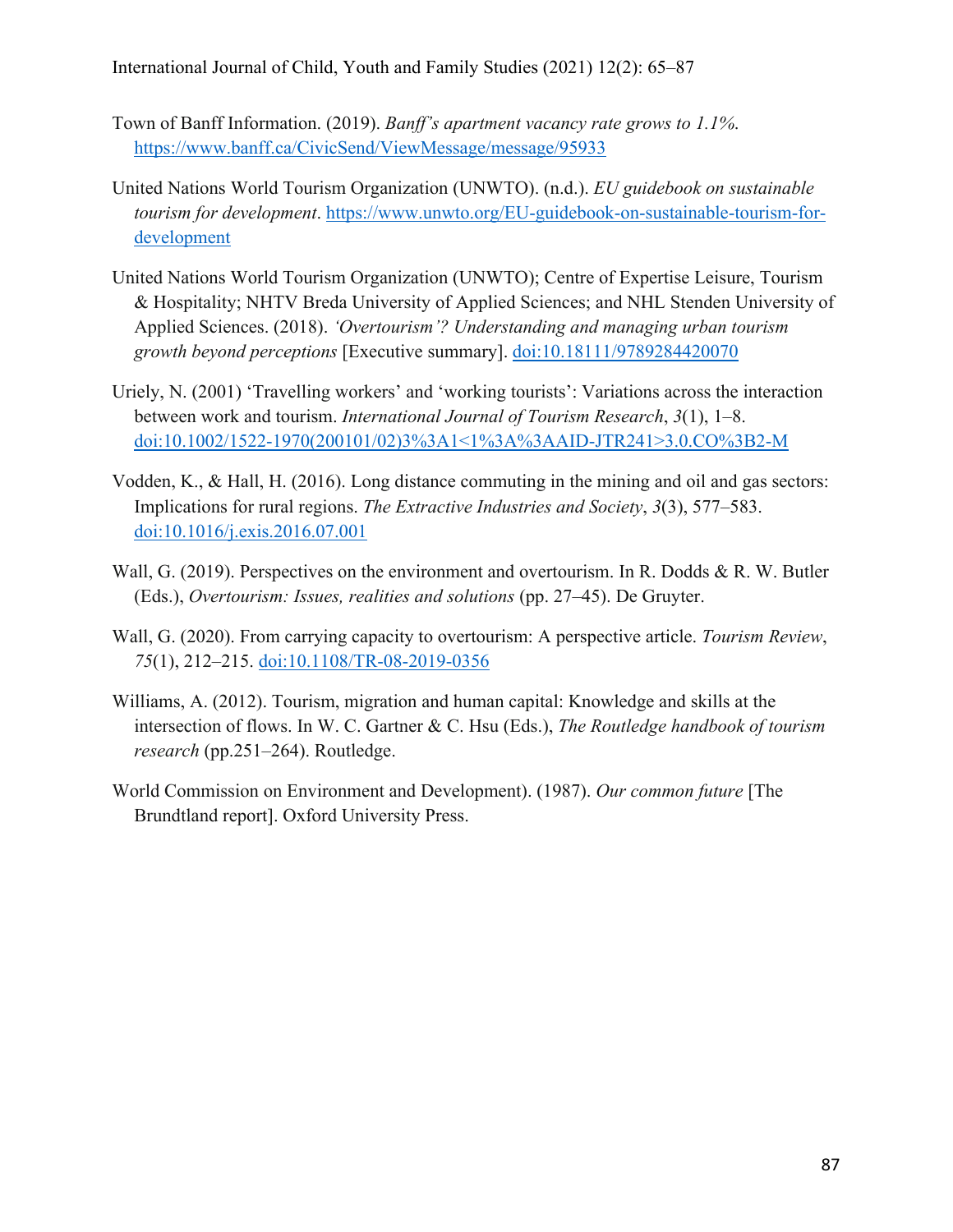Town of Banff Information. (2019). *Banff's apartment vacancy rate grows to 1.1%.* https://www.banff.ca/CivicSend/ViewMessage/message/95933

United Nations World Tourism Organization (UNWTO). (n.d.). *EU guidebook on sustainable tourism for development*. https://www.unwto.org/EU-guidebook-on-sustainable-tourism-for-development

United Nations World Tourism Organization (UNWTO); Centre of Expertise Leisure, Tourism & Hospitality; NHTV Breda University of Applied Sciences; and NHL Stenden University of Applied Sciences. (2018). *'Overtourism'? Understanding and managing urban tourism growth beyond perceptions* [Executive summary]. doi:10.18111/9789284420070

Uriely, N. (2001) 'Travelling workers' and 'working tourists': Variations across the interaction between work and tourism. *International Journal of Tourism Research*, *3*(1), 1–8. doi:10.1002/1522-1970(200101/02)3%3A1<1%3A%3AAID-JTR241>3.0.CO%3B2-M

Vodden, K., & Hall, H. (2016). Long distance commuting in the mining and oil and gas sectors: Implications for rural regions. *The Extractive Industries and Society*, *3*(3), 577–583. doi:10.1016/j.exis.2016.07.001

Wall, G. (2019). Perspectives on the environment and overtourism. In R. Dodds & R. W. Butler (Eds.), *Overtourism: Issues, realities and solutions* (pp. 27–45). De Gruyter.

Wall, G. (2020). From carrying capacity to overtourism: A perspective article. *Tourism Review*, *75*(1), 212–215. doi:10.1108/TR-08-2019-0356

Williams, A. (2012). Tourism, migration and human capital: Knowledge and skills at the intersection of flows. In W. C. Gartner & C. Hsu (Eds.), *The Routledge handbook of tourism research* (pp.251–264). Routledge.

World Commission on Environment and Development). (1987). *Our common future* [The Brundtland report]. Oxford University Press.